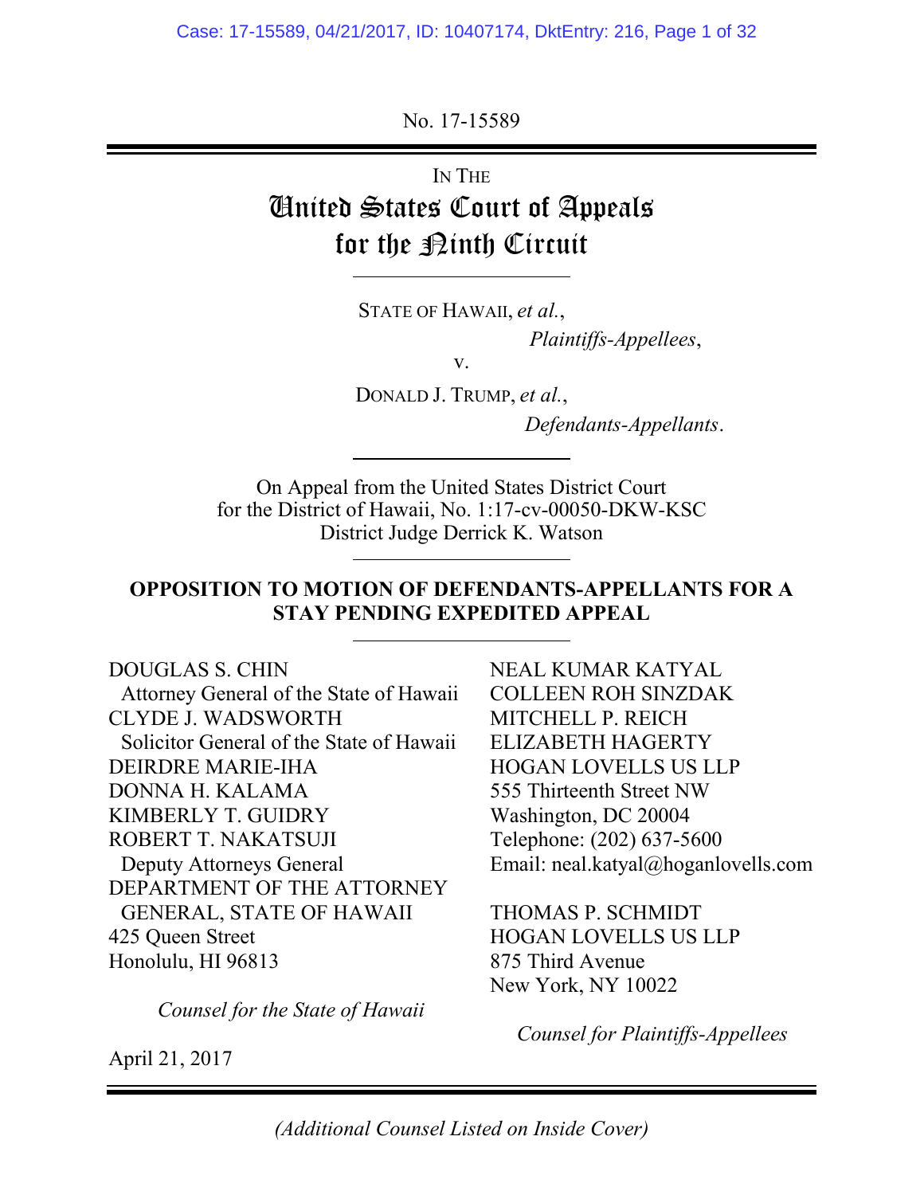No. 17-15589

---

IN THE

# United States Court of Appeals for the Ninth Circuit

---

STATE OF HAWAII, *et al.*,

*Plaintiffs-Appellees*,

v.

DONALD J. TRUMP, *et al.*,

*Defendants-Appellants*.

---

On Appeal from the United States District Court for the District of Hawaii, No. 1:17-cv-00050-DKW-KSC
District Judge Derrick K. Watson

---

**OPPOSITION TO MOTION OF DEFENDANTS-APPELLANTS FOR A STAY PENDING EXPEDITED APPEAL**

---

DOUGLAS S. CHIN
Attorney General of the State of Hawaii
CLYDE J. WADSWORTH
Solicitor General of the State of Hawaii
DEIRDRE MARIE-IHA
DONNA H. KALAMA
KIMBERLY T. GUIDRY
ROBERT T. NAKATSUJI
Deputy Attorneys General
DEPARTMENT OF THE ATTORNEY GENERAL, STATE OF HAWAII
425 Queen Street
Honolulu, HI 96813

*Counsel for the State of Hawaii*

NEAL KUMAR KATYAL
COLLEEN ROH SINZDAK
MITCHELL P. REICH
ELIZABETH HAGERTY
HOGAN LOVELLS US LLP
555 Thirteenth Street NW
Washington, DC 20004
Telephone: (202) 637-5600
Email: neal.katyal@hoganlovells.com

THOMAS P. SCHMIDT
HOGAN LOVELLS US LLP
875 Third Avenue
New York, NY 10022

*Counsel for Plaintiffs-Appellees*

April 21, 2017

---

*(Additional Counsel Listed on Inside Cover)*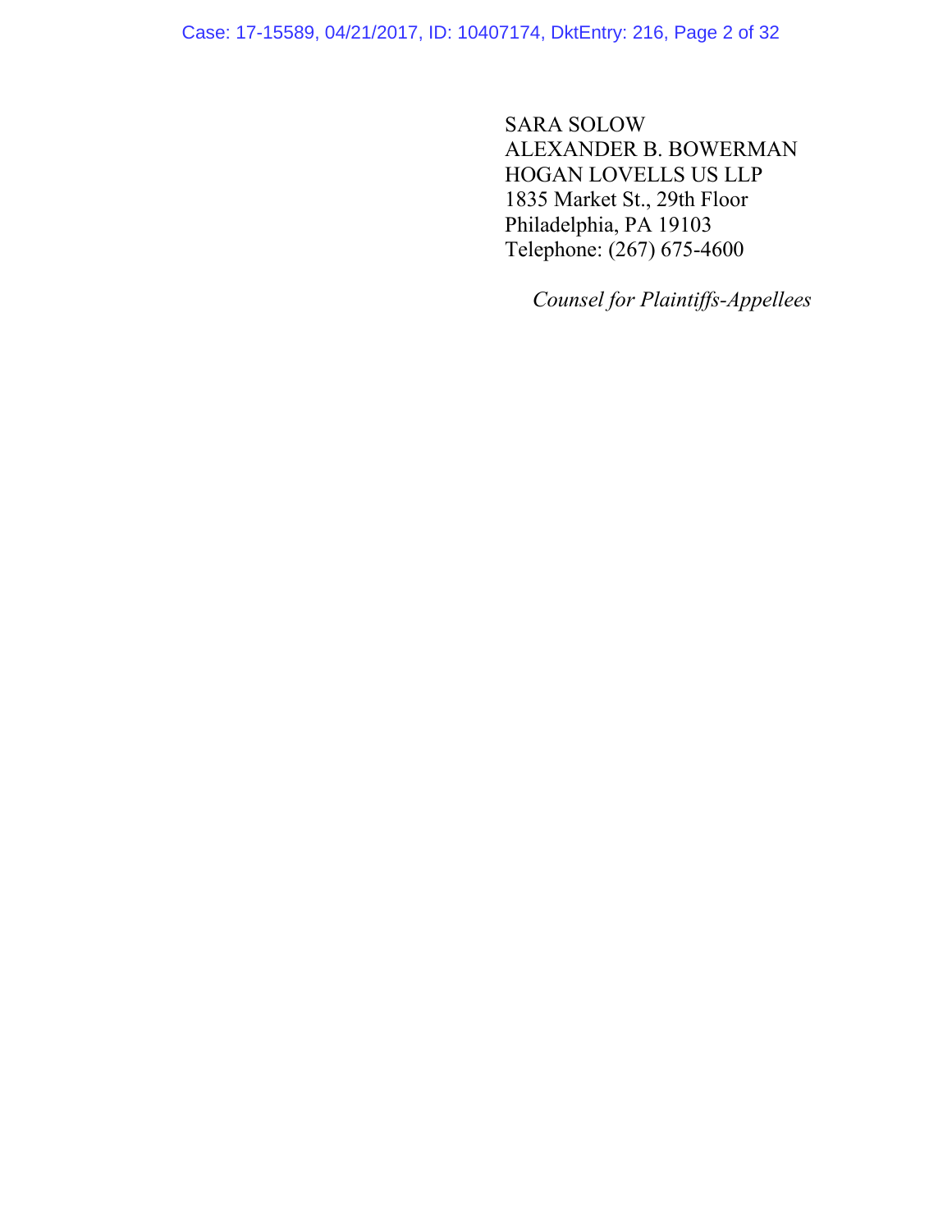SARA SOLOW
ALEXANDER B. BOWERMAN
HOGAN LOVELLS US LLP
1835 Market St., 29th Floor
Philadelphia, PA 19103
Telephone: (267) 675-4600

*Counsel for Plaintiffs-Appellees*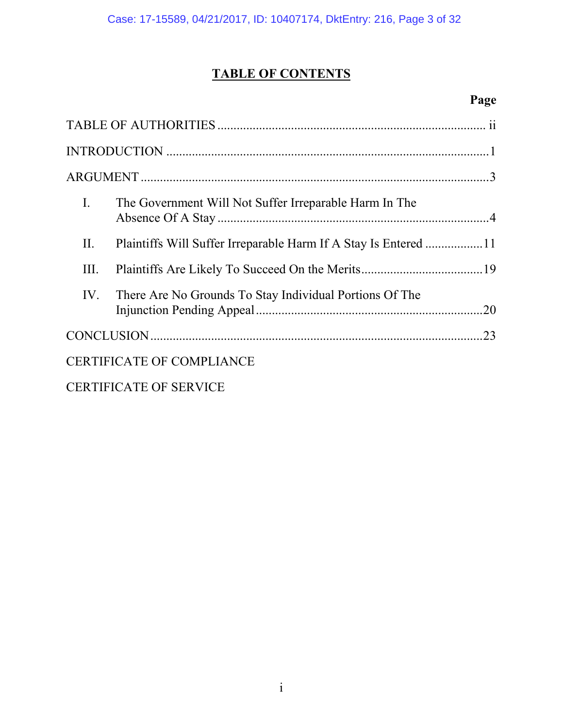# TABLE OF CONTENTS

| | Page |
|---|---|
| TABLE OF AUTHORITIES | ii |
| INTRODUCTION | 1 |
| ARGUMENT | 3 |
| I. The Government Will Not Suffer Irreparable Harm In The Absence Of A Stay | 4 |
| II. Plaintiffs Will Suffer Irreparable Harm If A Stay Is Entered | 11 |
| III. Plaintiffs Are Likely To Succeed On the Merits | 19 |
| IV. There Are No Grounds To Stay Individual Portions Of The Injunction Pending Appeal | 20 |
| CONCLUSION | 23 |
| CERTIFICATE OF COMPLIANCE | |
| CERTIFICATE OF SERVICE | |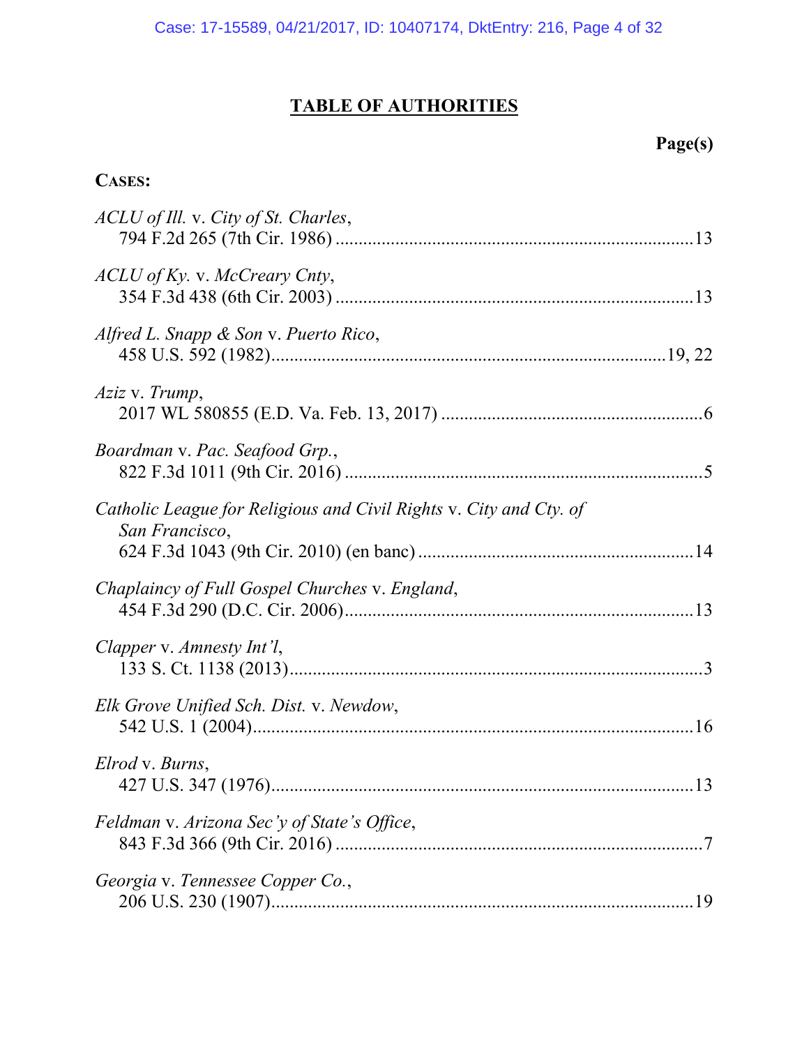## TABLE OF AUTHORITIES

**Page(s)**

**CASES:**

*ACLU of Ill.* v. *City of St. Charles*,
794 F.2d 265 (7th Cir. 1986) ....................................................................13

*ACLU of Ky.* v. *McCreary Cnty*,
354 F.3d 438 (6th Cir. 2003) ....................................................................13

*Alfred L. Snapp & Son* v. *Puerto Rico*,
458 U.S. 592 (1982)....................................................................................19, 22

*Aziz* v. *Trump*,
2017 WL 580855 (E.D. Va. Feb. 13, 2017) ....................................................6

*Boardman* v. *Pac. Seafood Grp.*,
822 F.3d 1011 (9th Cir. 2016) ........................................................................5

*Catholic League for Religious and Civil Rights* v. *City and Cty. of San Francisco*,
624 F.3d 1043 (9th Cir. 2010) (en banc) ......................................................14

*Chaplaincy of Full Gospel Churches* v. *England*,
454 F.3d 290 (D.C. Cir. 2006)......................................................................13

*Clapper* v. *Amnesty Int'l*,
133 S. Ct. 1138 (2013)....................................................................................3

*Elk Grove Unified Sch. Dist.* v. *Newdow*,
542 U.S. 1 (2004)..........................................................................................16

*Elrod* v. *Burns*,
427 U.S. 347 (1976)......................................................................................13

*Feldman* v. *Arizona Sec'y of State's Office*,
843 F.3d 366 (9th Cir. 2016) ..........................................................................7

*Georgia* v. *Tennessee Copper Co.*,
206 U.S. 230 (1907)......................................................................................19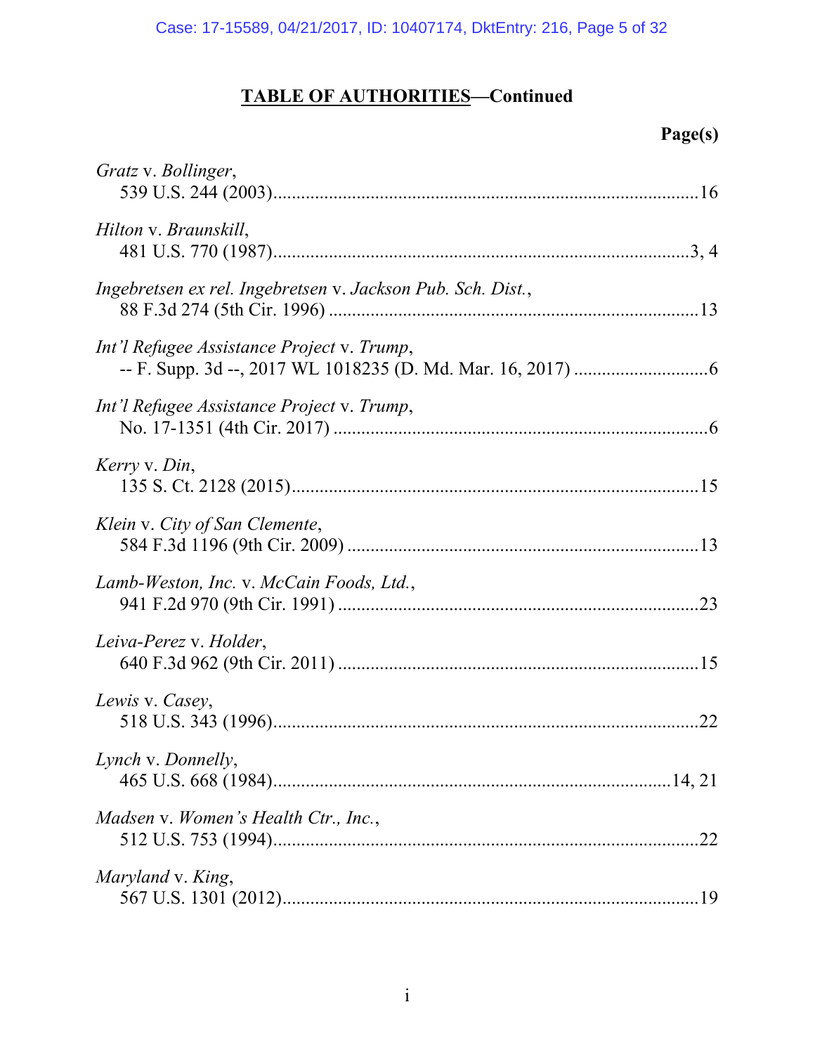## TABLE OF AUTHORITIES—Continued

**Page(s)**

*Gratz* v. *Bollinger*,
539 U.S. 244 (2003)..........................................................................................16

*Hilton* v. *Braunskill*,
481 U.S. 770 (1987)........................................................................................3, 4

*Ingebretsen ex rel. Ingebretsen* v. *Jackson Pub. Sch. Dist.*,
88 F.3d 274 (5th Cir. 1996) ..............................................................................13

*Int'l Refugee Assistance Project* v. *Trump*,
-- F. Supp. 3d --, 2017 WL 1018235 (D. Md. Mar. 16, 2017) ............................6

*Int'l Refugee Assistance Project* v. *Trump*,
No. 17-1351 (4th Cir. 2017) ...............................................................................6

*Kerry* v. *Din*,
135 S. Ct. 2128 (2015).......................................................................................15

*Klein* v. *City of San Clemente*,
584 F.3d 1196 (9th Cir. 2009) ...........................................................................13

*Lamb-Weston, Inc.* v. *McCain Foods, Ltd.*,
941 F.2d 970 (9th Cir. 1991) .............................................................................23

*Leiva-Perez* v. *Holder*,
640 F.3d 962 (9th Cir. 2011) .............................................................................15

*Lewis* v. *Casey*,
518 U.S. 343 (1996)..........................................................................................22

*Lynch* v. *Donnelly*,
465 U.S. 668 (1984)....................................................................................14, 21

*Madsen* v. *Women's Health Ctr., Inc.*,
512 U.S. 753 (1994)..........................................................................................22

*Maryland* v. *King*,
567 U.S. 1301 (2012)........................................................................................19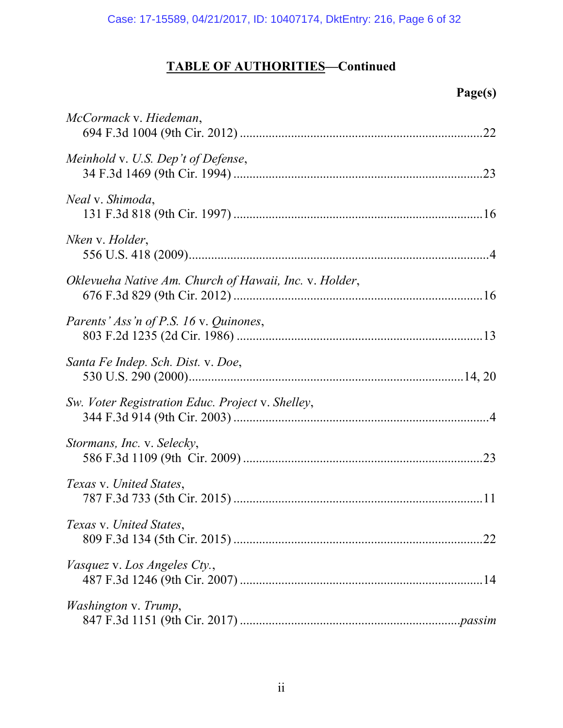## TABLE OF AUTHORITIES—Continued

**Page(s)**

*McCormack* v. *Hiedeman*,
694 F.3d 1004 (9th Cir. 2012) ....................................................................22

*Meinhold* v. *U.S. Dep't of Defense*,
34 F.3d 1469 (9th Cir. 1994) ......................................................................23

*Neal* v. *Shimoda*,
131 F.3d 818 (9th Cir. 1997) ......................................................................16

*Nken* v. *Holder*,
556 U.S. 418 (2009)......................................................................................4

*Oklevueha Native Am. Church of Hawaii, Inc.* v. *Holder*,
676 F.3d 829 (9th Cir. 2012) ......................................................................16

*Parents' Ass'n of P.S. 16* v. *Quinones*,
803 F.2d 1235 (2d Cir. 1986) .....................................................................13

*Santa Fe Indep. Sch. Dist.* v. *Doe*,
530 U.S. 290 (2000)...............................................................................14, 20

*Sw. Voter Registration Educ. Project* v. *Shelley*,
344 F.3d 914 (9th Cir. 2003) ........................................................................4

*Stormans, Inc.* v. *Selecky*,
586 F.3d 1109 (9th Cir. 2009) ....................................................................23

*Texas* v. *United States*,
787 F.3d 733 (5th Cir. 2015) ......................................................................11

*Texas* v. *United States*,
809 F.3d 134 (5th Cir. 2015) ......................................................................22

*Vasquez* v. *Los Angeles Cty.*,
487 F.3d 1246 (9th Cir. 2007) ....................................................................14

*Washington* v. *Trump*,
847 F.3d 1151 (9th Cir. 2017) ..............................................................*passim*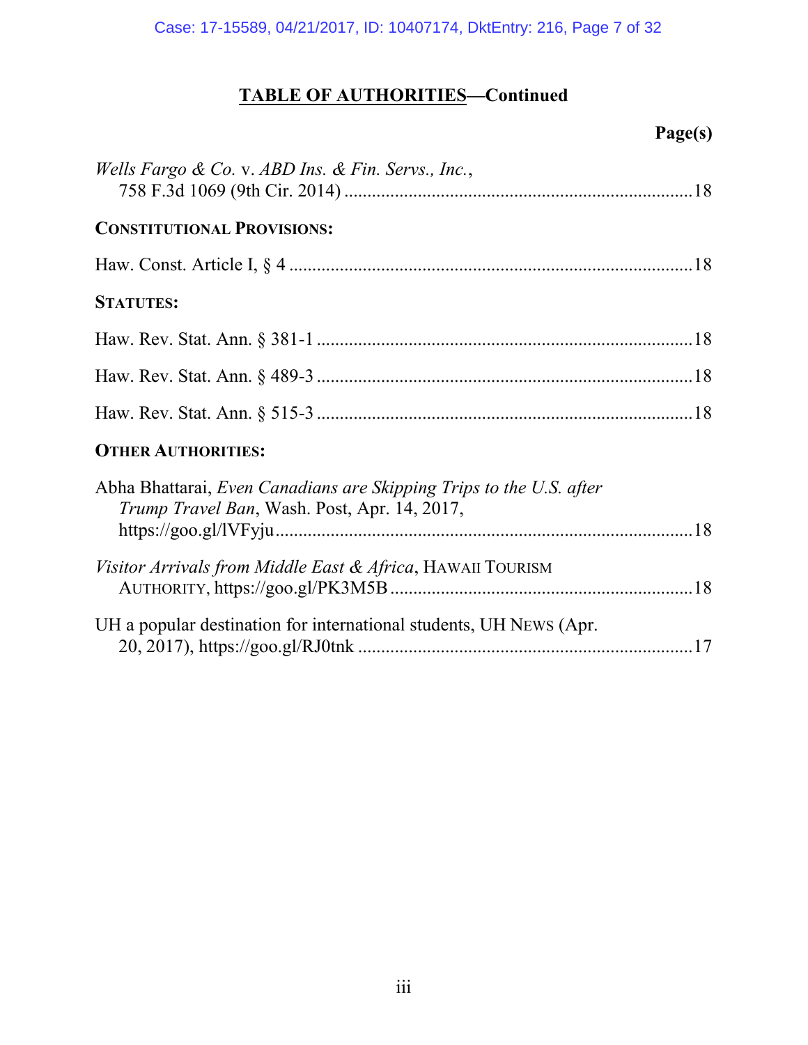## TABLE OF AUTHORITIES—Continued

**Page(s)**

*Wells Fargo & Co.* v. *ABD Ins. & Fin. Servs., Inc.*, 758 F.3d 1069 (9th Cir. 2014) ............................................................................18

**CONSTITUTIONAL PROVISIONS:**

Haw. Const. Article I, § 4 .......................................................................................18

**STATUTES:**

Haw. Rev. Stat. Ann. § 381-1 .................................................................................18

Haw. Rev. Stat. Ann. § 489-3 .................................................................................18

Haw. Rev. Stat. Ann. § 515-3 .................................................................................18

**OTHER AUTHORITIES:**

Abha Bhattarai, *Even Canadians are Skipping Trips to the U.S. after Trump Travel Ban*, Wash. Post, Apr. 14, 2017, https://goo.gl/lVFyju..........................................................................................18

*Visitor Arrivals from Middle East & Africa*, HAWAII TOURISM AUTHORITY, https://goo.gl/PK3M5B .................................................................18

UH a popular destination for international students, UH NEWS (Apr. 20, 2017), https://goo.gl/RJ0tnk ........................................................................17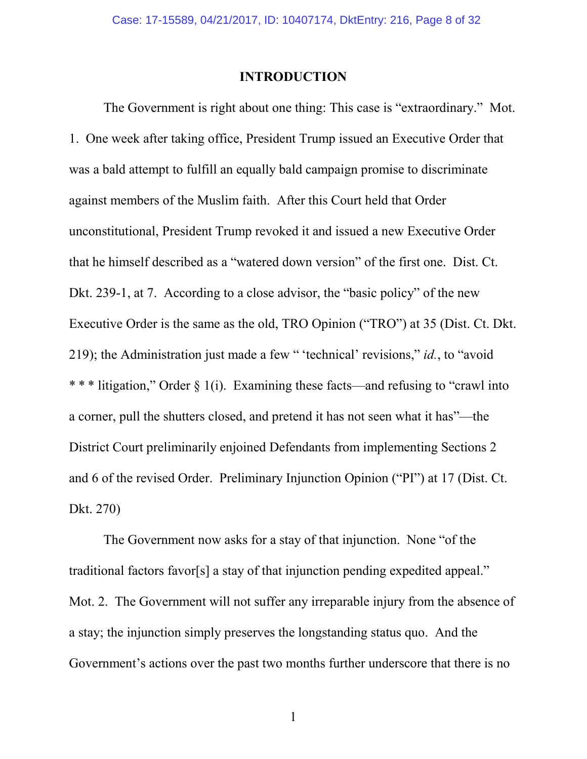## INTRODUCTION

The Government is right about one thing: This case is "extraordinary." Mot. 1. One week after taking office, President Trump issued an Executive Order that was a bald attempt to fulfill an equally bald campaign promise to discriminate against members of the Muslim faith. After this Court held that Order unconstitutional, President Trump revoked it and issued a new Executive Order that he himself described as a "watered down version" of the first one. Dist. Ct. Dkt. 239-1, at 7. According to a close advisor, the "basic policy" of the new Executive Order is the same as the old, TRO Opinion ("TRO") at 35 (Dist. Ct. Dkt. 219); the Administration just made a few " 'technical' revisions," *id.*, to "avoid * * * litigation," Order § 1(i). Examining these facts—and refusing to "crawl into a corner, pull the shutters closed, and pretend it has not seen what it has"—the District Court preliminarily enjoined Defendants from implementing Sections 2 and 6 of the revised Order. Preliminary Injunction Opinion ("PI") at 17 (Dist. Ct. Dkt. 270)

The Government now asks for a stay of that injunction. None "of the traditional factors favor[s] a stay of that injunction pending expedited appeal." Mot. 2. The Government will not suffer any irreparable injury from the absence of a stay; the injunction simply preserves the longstanding status quo. And the Government's actions over the past two months further underscore that there is no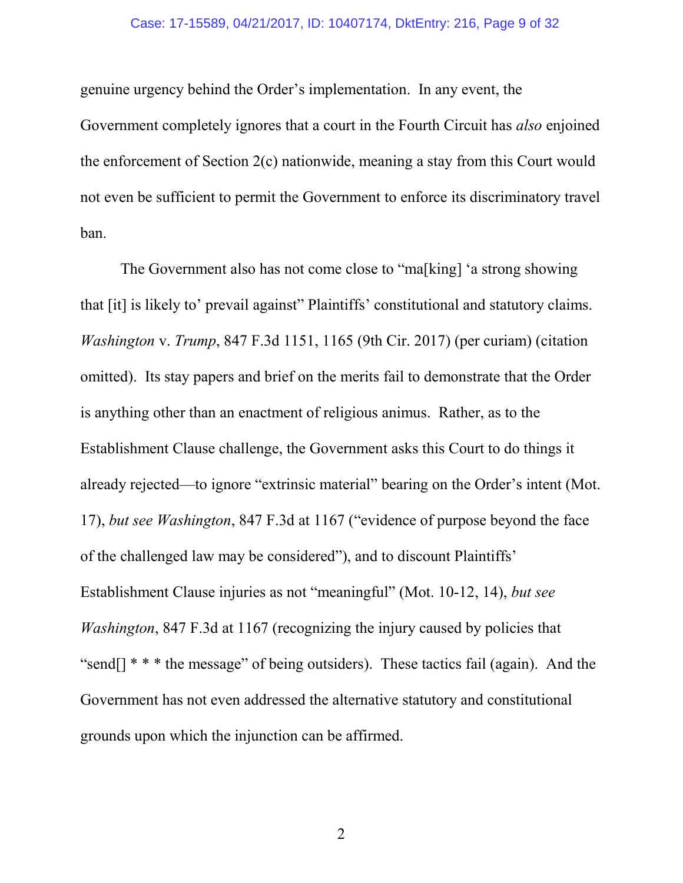genuine urgency behind the Order's implementation. In any event, the Government completely ignores that a court in the Fourth Circuit has *also* enjoined the enforcement of Section 2(c) nationwide, meaning a stay from this Court would not even be sufficient to permit the Government to enforce its discriminatory travel ban.

The Government also has not come close to "ma[king] 'a strong showing that [it] is likely to' prevail against" Plaintiffs' constitutional and statutory claims. *Washington* v. *Trump*, 847 F.3d 1151, 1165 (9th Cir. 2017) (per curiam) (citation omitted). Its stay papers and brief on the merits fail to demonstrate that the Order is anything other than an enactment of religious animus. Rather, as to the Establishment Clause challenge, the Government asks this Court to do things it already rejected—to ignore "extrinsic material" bearing on the Order's intent (Mot. 17), *but see Washington*, 847 F.3d at 1167 ("evidence of purpose beyond the face of the challenged law may be considered"), and to discount Plaintiffs' Establishment Clause injuries as not "meaningful" (Mot. 10-12, 14), *but see Washington*, 847 F.3d at 1167 (recognizing the injury caused by policies that "send[] * * * the message" of being outsiders). These tactics fail (again). And the Government has not even addressed the alternative statutory and constitutional grounds upon which the injunction can be affirmed.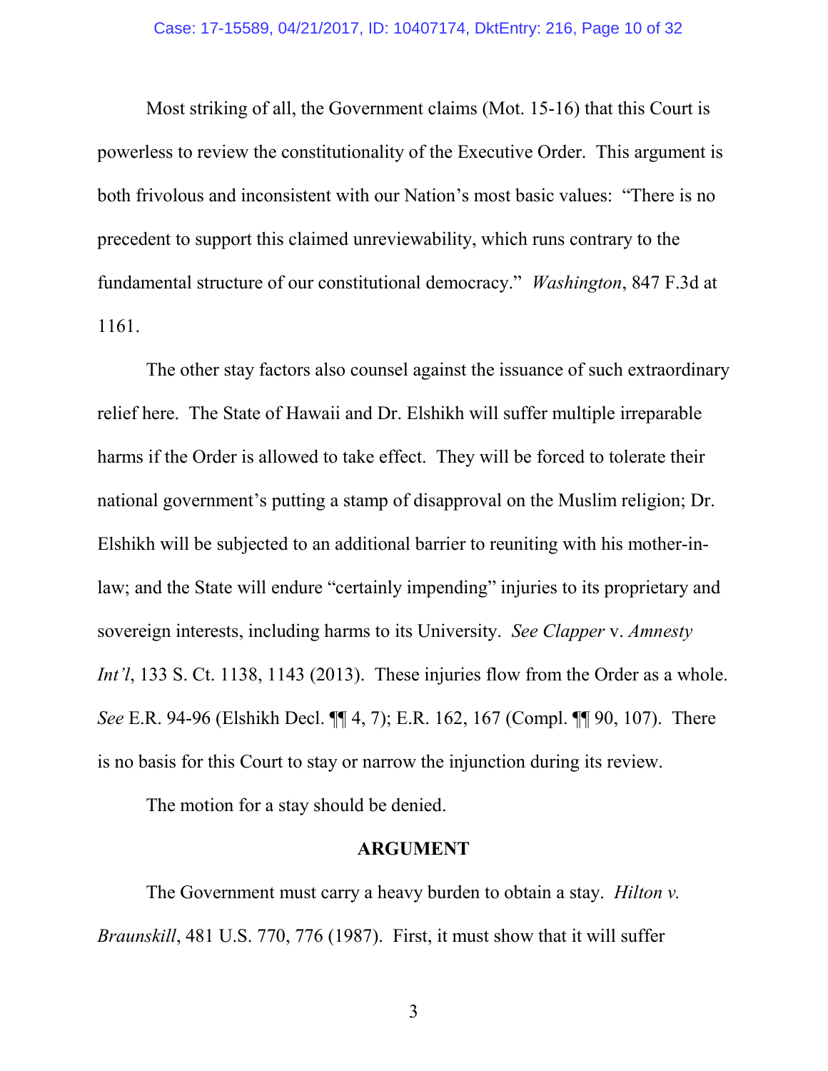Most striking of all, the Government claims (Mot. 15-16) that this Court is powerless to review the constitutionality of the Executive Order. This argument is both frivolous and inconsistent with our Nation's most basic values: "There is no precedent to support this claimed unreviewability, which runs contrary to the fundamental structure of our constitutional democracy." *Washington*, 847 F.3d at 1161.

The other stay factors also counsel against the issuance of such extraordinary relief here. The State of Hawaii and Dr. Elshikh will suffer multiple irreparable harms if the Order is allowed to take effect. They will be forced to tolerate their national government's putting a stamp of disapproval on the Muslim religion; Dr. Elshikh will be subjected to an additional barrier to reuniting with his mother-in-law; and the State will endure "certainly impending" injuries to its proprietary and sovereign interests, including harms to its University. *See Clapper* v. *Amnesty Int'l*, 133 S. Ct. 1138, 1143 (2013). These injuries flow from the Order as a whole. *See* E.R. 94-96 (Elshikh Decl. ¶¶ 4, 7); E.R. 162, 167 (Compl. ¶¶ 90, 107). There is no basis for this Court to stay or narrow the injunction during its review.

The motion for a stay should be denied.

## ARGUMENT

The Government must carry a heavy burden to obtain a stay. *Hilton v. Braunskill*, 481 U.S. 770, 776 (1987). First, it must show that it will suffer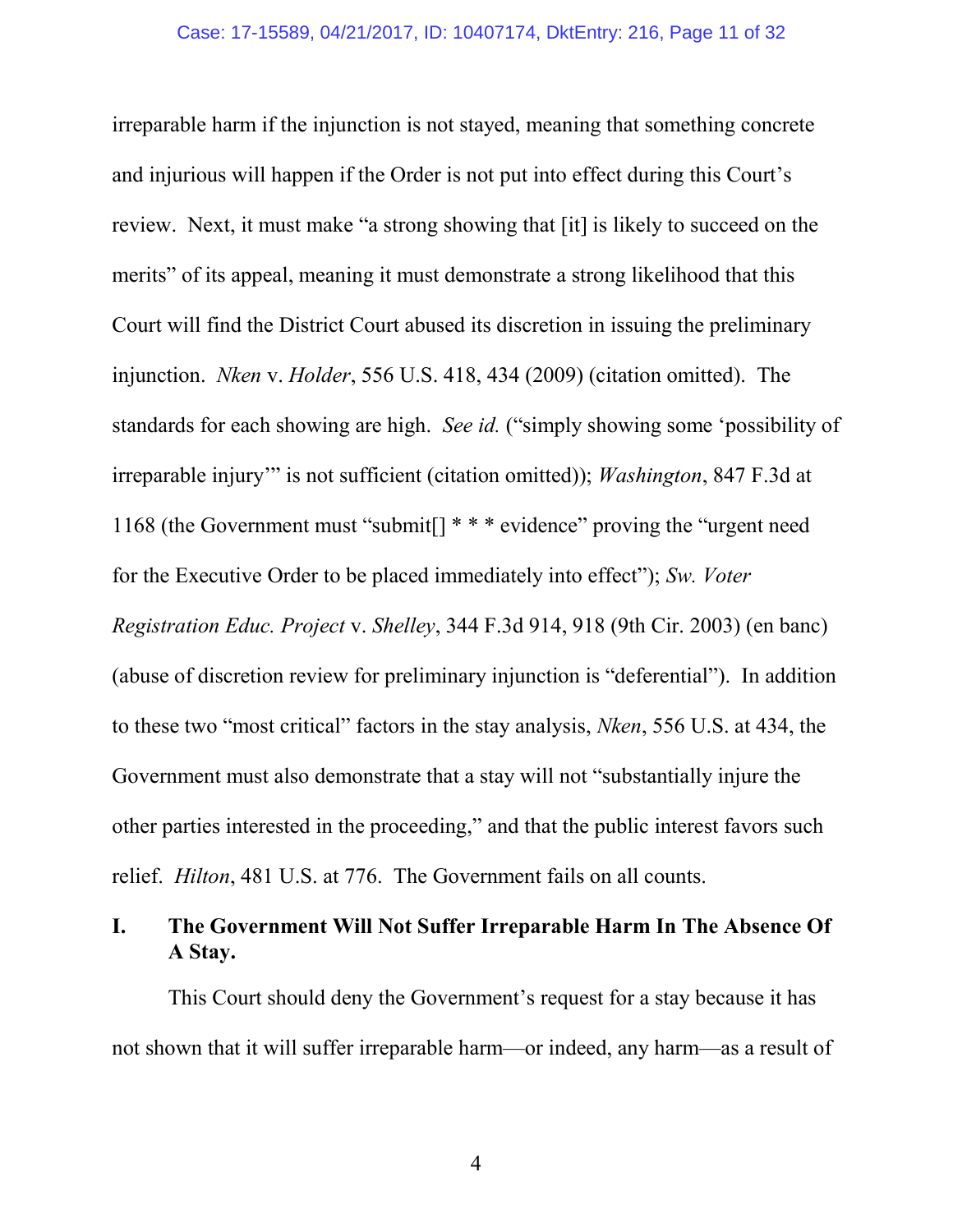irreparable harm if the injunction is not stayed, meaning that something concrete and injurious will happen if the Order is not put into effect during this Court's review. Next, it must make "a strong showing that [it] is likely to succeed on the merits" of its appeal, meaning it must demonstrate a strong likelihood that this Court will find the District Court abused its discretion in issuing the preliminary injunction. *Nken* v. *Holder*, 556 U.S. 418, 434 (2009) (citation omitted). The standards for each showing are high. *See id.* ("simply showing some 'possibility of irreparable injury'" is not sufficient (citation omitted)); *Washington*, 847 F.3d at 1168 (the Government must "submit[] * * * evidence" proving the "urgent need for the Executive Order to be placed immediately into effect"); *Sw. Voter Registration Educ. Project* v. *Shelley*, 344 F.3d 914, 918 (9th Cir. 2003) (en banc) (abuse of discretion review for preliminary injunction is "deferential"). In addition to these two "most critical" factors in the stay analysis, *Nken*, 556 U.S. at 434, the Government must also demonstrate that a stay will not "substantially injure the other parties interested in the proceeding," and that the public interest favors such relief. *Hilton*, 481 U.S. at 776. The Government fails on all counts.

## I. The Government Will Not Suffer Irreparable Harm In The Absence Of A Stay.

This Court should deny the Government's request for a stay because it has not shown that it will suffer irreparable harm—or indeed, any harm—as a result of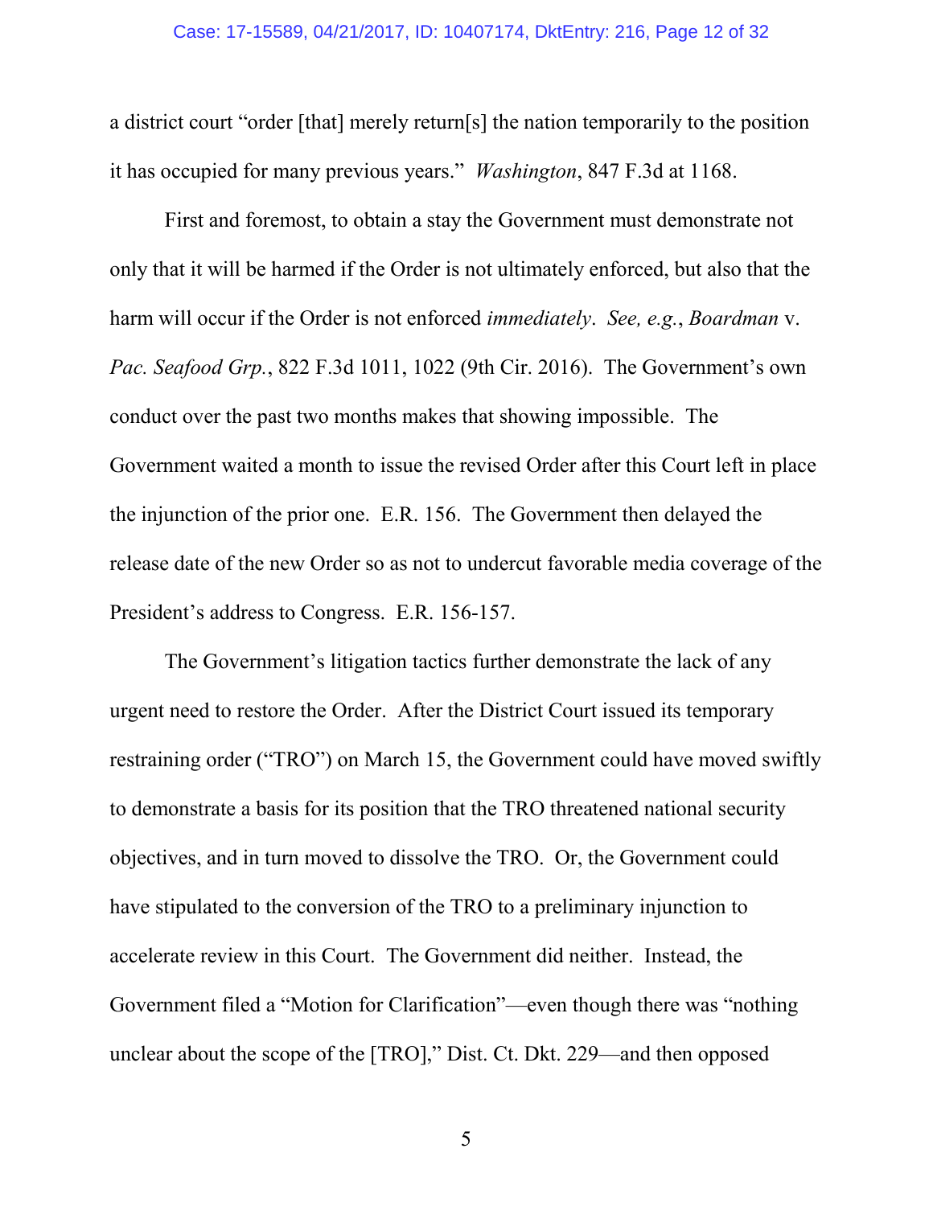a district court "order [that] merely return[s] the nation temporarily to the position it has occupied for many previous years." *Washington*, 847 F.3d at 1168.

First and foremost, to obtain a stay the Government must demonstrate not only that it will be harmed if the Order is not ultimately enforced, but also that the harm will occur if the Order is not enforced *immediately*. *See, e.g.*, *Boardman* v. *Pac. Seafood Grp.*, 822 F.3d 1011, 1022 (9th Cir. 2016). The Government's own conduct over the past two months makes that showing impossible. The Government waited a month to issue the revised Order after this Court left in place the injunction of the prior one. E.R. 156. The Government then delayed the release date of the new Order so as not to undercut favorable media coverage of the President's address to Congress. E.R. 156-157.

The Government's litigation tactics further demonstrate the lack of any urgent need to restore the Order. After the District Court issued its temporary restraining order ("TRO") on March 15, the Government could have moved swiftly to demonstrate a basis for its position that the TRO threatened national security objectives, and in turn moved to dissolve the TRO. Or, the Government could have stipulated to the conversion of the TRO to a preliminary injunction to accelerate review in this Court. The Government did neither. Instead, the Government filed a "Motion for Clarification"—even though there was "nothing unclear about the scope of the [TRO]," Dist. Ct. Dkt. 229—and then opposed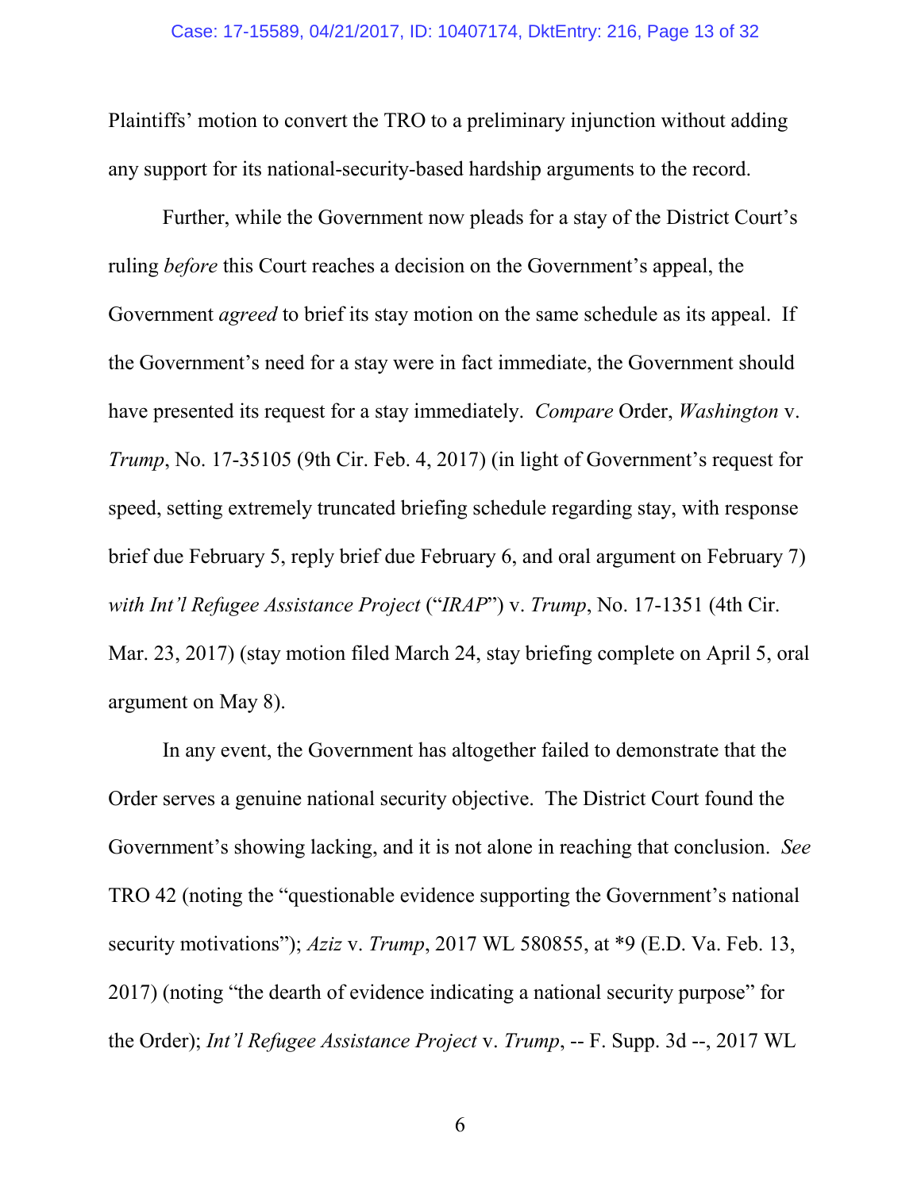Plaintiffs' motion to convert the TRO to a preliminary injunction without adding any support for its national-security-based hardship arguments to the record.

Further, while the Government now pleads for a stay of the District Court's ruling *before* this Court reaches a decision on the Government's appeal, the Government *agreed* to brief its stay motion on the same schedule as its appeal. If the Government's need for a stay were in fact immediate, the Government should have presented its request for a stay immediately. *Compare* Order, *Washington* v. *Trump*, No. 17-35105 (9th Cir. Feb. 4, 2017) (in light of Government's request for speed, setting extremely truncated briefing schedule regarding stay, with response brief due February 5, reply brief due February 6, and oral argument on February 7) *with Int'l Refugee Assistance Project* ("*IRAP*") v. *Trump*, No. 17-1351 (4th Cir. Mar. 23, 2017) (stay motion filed March 24, stay briefing complete on April 5, oral argument on May 8).

In any event, the Government has altogether failed to demonstrate that the Order serves a genuine national security objective. The District Court found the Government's showing lacking, and it is not alone in reaching that conclusion. *See* TRO 42 (noting the "questionable evidence supporting the Government's national security motivations"); *Aziz* v. *Trump*, 2017 WL 580855, at *9 (E.D. Va. Feb. 13, 2017) (noting "the dearth of evidence indicating a national security purpose" for the Order); *Int'l Refugee Assistance Project* v. *Trump*, -- F. Supp. 3d --, 2017 WL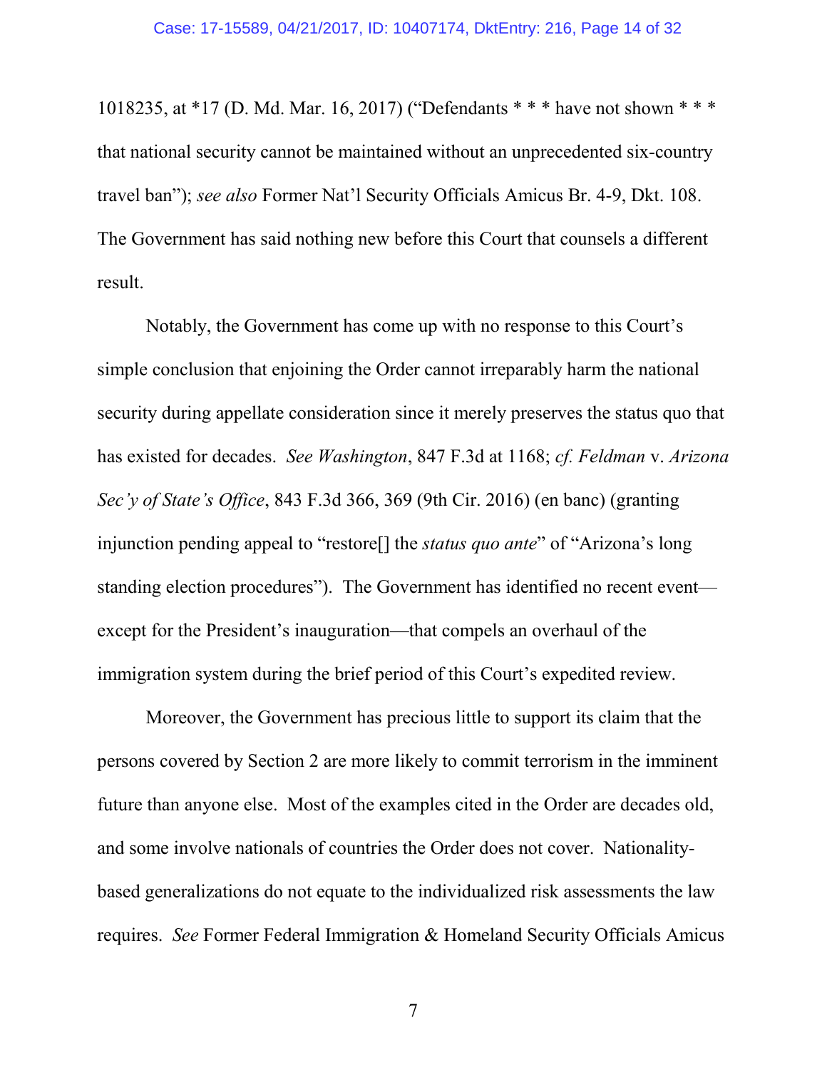1018235, at *17 (D. Md. Mar. 16, 2017) ("Defendants * * * have not shown * * * that national security cannot be maintained without an unprecedented six-country travel ban"); *see also* Former Nat'l Security Officials Amicus Br. 4-9, Dkt. 108. The Government has said nothing new before this Court that counsels a different result.

Notably, the Government has come up with no response to this Court's simple conclusion that enjoining the Order cannot irreparably harm the national security during appellate consideration since it merely preserves the status quo that has existed for decades. *See Washington*, 847 F.3d at 1168; *cf. Feldman* v. *Arizona Sec'y of State's Office*, 843 F.3d 366, 369 (9th Cir. 2016) (en banc) (granting injunction pending appeal to "restore[] the *status quo ante*" of "Arizona's long standing election procedures"). The Government has identified no recent event—except for the President's inauguration—that compels an overhaul of the immigration system during the brief period of this Court's expedited review.

Moreover, the Government has precious little to support its claim that the persons covered by Section 2 are more likely to commit terrorism in the imminent future than anyone else. Most of the examples cited in the Order are decades old, and some involve nationals of countries the Order does not cover. Nationality-based generalizations do not equate to the individualized risk assessments the law requires. *See* Former Federal Immigration & Homeland Security Officials Amicus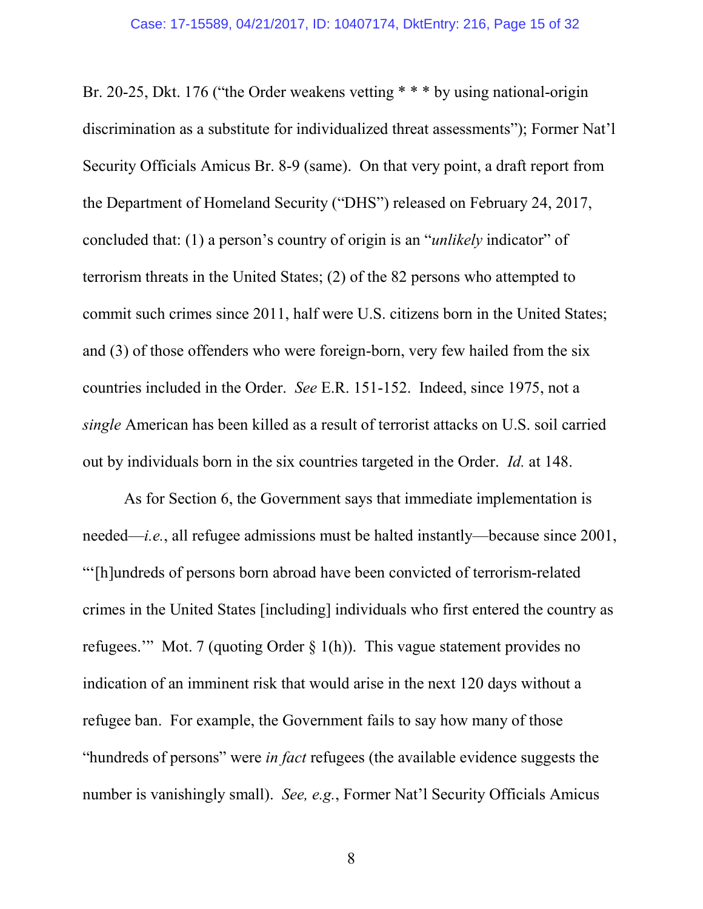Br. 20-25, Dkt. 176 ("the Order weakens vetting * * * by using national-origin discrimination as a substitute for individualized threat assessments"); Former Nat'l Security Officials Amicus Br. 8-9 (same). On that very point, a draft report from the Department of Homeland Security ("DHS") released on February 24, 2017, concluded that: (1) a person's country of origin is an "*unlikely* indicator" of terrorism threats in the United States; (2) of the 82 persons who attempted to commit such crimes since 2011, half were U.S. citizens born in the United States; and (3) of those offenders who were foreign-born, very few hailed from the six countries included in the Order. *See* E.R. 151-152. Indeed, since 1975, not a *single* American has been killed as a result of terrorist attacks on U.S. soil carried out by individuals born in the six countries targeted in the Order. *Id.* at 148.

As for Section 6, the Government says that immediate implementation is needed—*i.e.*, all refugee admissions must be halted instantly—because since 2001, "'[h]undreds of persons born abroad have been convicted of terrorism-related crimes in the United States [including] individuals who first entered the country as refugees.'" Mot. 7 (quoting Order § 1(h)). This vague statement provides no indication of an imminent risk that would arise in the next 120 days without a refugee ban. For example, the Government fails to say how many of those "hundreds of persons" were *in fact* refugees (the available evidence suggests the number is vanishingly small). *See, e.g.*, Former Nat'l Security Officials Amicus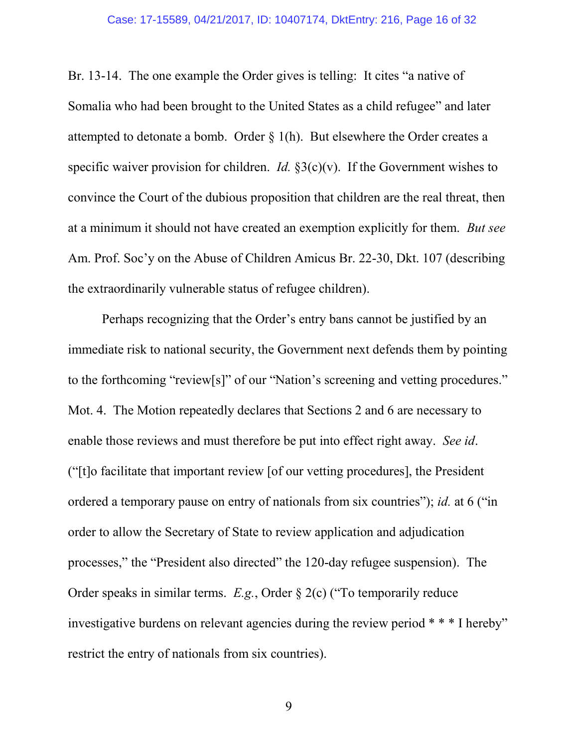Br. 13-14. The one example the Order gives is telling: It cites "a native of Somalia who had been brought to the United States as a child refugee" and later attempted to detonate a bomb. Order § 1(h). But elsewhere the Order creates a specific waiver provision for children. *Id.* §3(c)(v). If the Government wishes to convince the Court of the dubious proposition that children are the real threat, then at a minimum it should not have created an exemption explicitly for them. *But see* Am. Prof. Soc'y on the Abuse of Children Amicus Br. 22-30, Dkt. 107 (describing the extraordinarily vulnerable status of refugee children).

Perhaps recognizing that the Order's entry bans cannot be justified by an immediate risk to national security, the Government next defends them by pointing to the forthcoming "review[s]" of our "Nation's screening and vetting procedures." Mot. 4. The Motion repeatedly declares that Sections 2 and 6 are necessary to enable those reviews and must therefore be put into effect right away. *See id*. ("[t]o facilitate that important review [of our vetting procedures], the President ordered a temporary pause on entry of nationals from six countries"); *id.* at 6 ("in order to allow the Secretary of State to review application and adjudication processes," the "President also directed" the 120-day refugee suspension). The Order speaks in similar terms. *E.g.*, Order § 2(c) ("To temporarily reduce investigative burdens on relevant agencies during the review period * * * I hereby" restrict the entry of nationals from six countries).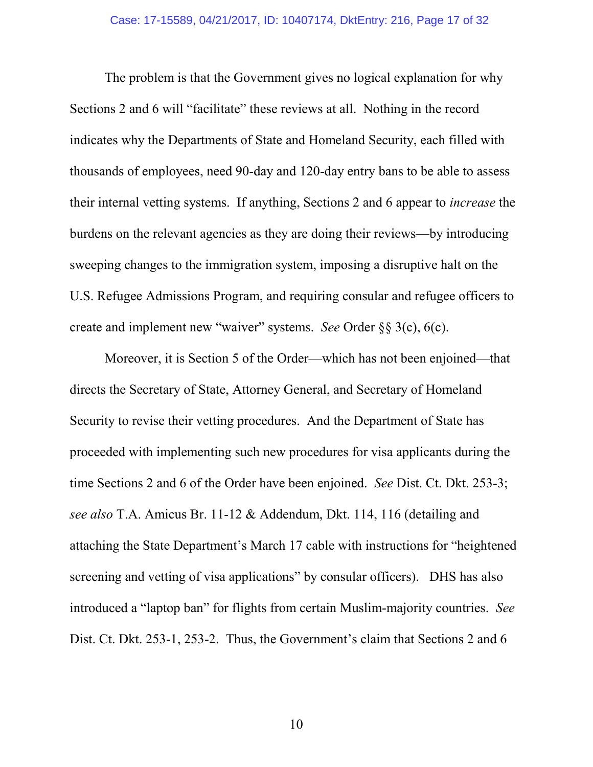The problem is that the Government gives no logical explanation for why Sections 2 and 6 will "facilitate" these reviews at all. Nothing in the record indicates why the Departments of State and Homeland Security, each filled with thousands of employees, need 90-day and 120-day entry bans to be able to assess their internal vetting systems. If anything, Sections 2 and 6 appear to *increase* the burdens on the relevant agencies as they are doing their reviews—by introducing sweeping changes to the immigration system, imposing a disruptive halt on the U.S. Refugee Admissions Program, and requiring consular and refugee officers to create and implement new "waiver" systems. *See* Order §§ 3(c), 6(c).

Moreover, it is Section 5 of the Order—which has not been enjoined—that directs the Secretary of State, Attorney General, and Secretary of Homeland Security to revise their vetting procedures. And the Department of State has proceeded with implementing such new procedures for visa applicants during the time Sections 2 and 6 of the Order have been enjoined. *See* Dist. Ct. Dkt. 253-3; *see also* T.A. Amicus Br. 11-12 & Addendum, Dkt. 114, 116 (detailing and attaching the State Department's March 17 cable with instructions for "heightened screening and vetting of visa applications" by consular officers). DHS has also introduced a "laptop ban" for flights from certain Muslim-majority countries. *See* Dist. Ct. Dkt. 253-1, 253-2. Thus, the Government's claim that Sections 2 and 6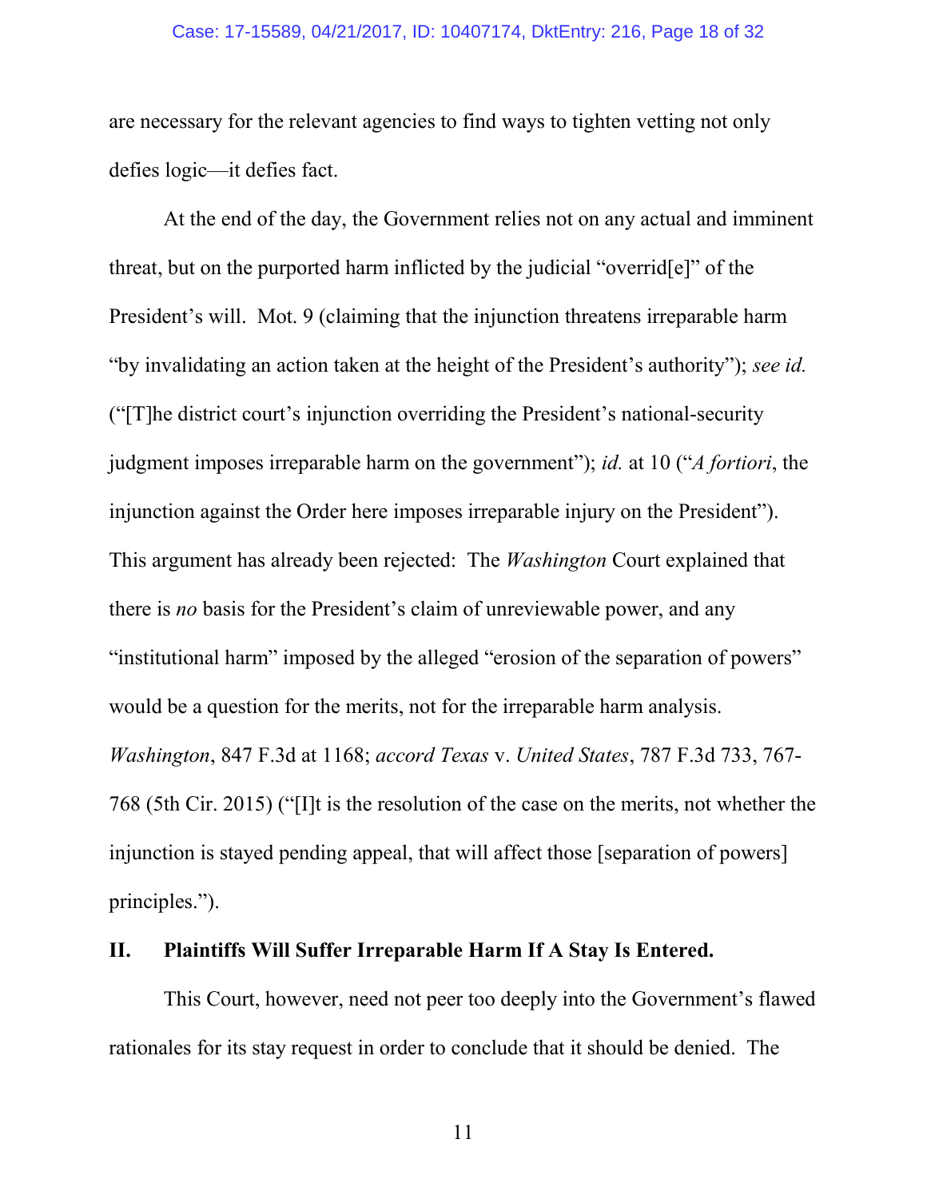are necessary for the relevant agencies to find ways to tighten vetting not only defies logic—it defies fact.

At the end of the day, the Government relies not on any actual and imminent threat, but on the purported harm inflicted by the judicial "overrid[e]" of the President's will. Mot. 9 (claiming that the injunction threatens irreparable harm "by invalidating an action taken at the height of the President's authority"); *see id.* ("[T]he district court's injunction overriding the President's national-security judgment imposes irreparable harm on the government"); *id.* at 10 ("*A fortiori*, the injunction against the Order here imposes irreparable injury on the President"). This argument has already been rejected: The *Washington* Court explained that there is *no* basis for the President's claim of unreviewable power, and any "institutional harm" imposed by the alleged "erosion of the separation of powers" would be a question for the merits, not for the irreparable harm analysis. *Washington*, 847 F.3d at 1168; *accord Texas* v. *United States*, 787 F.3d 733, 767-768 (5th Cir. 2015) ("[I]t is the resolution of the case on the merits, not whether the injunction is stayed pending appeal, that will affect those [separation of powers] principles.").

## II. Plaintiffs Will Suffer Irreparable Harm If A Stay Is Entered.

This Court, however, need not peer too deeply into the Government's flawed rationales for its stay request in order to conclude that it should be denied. The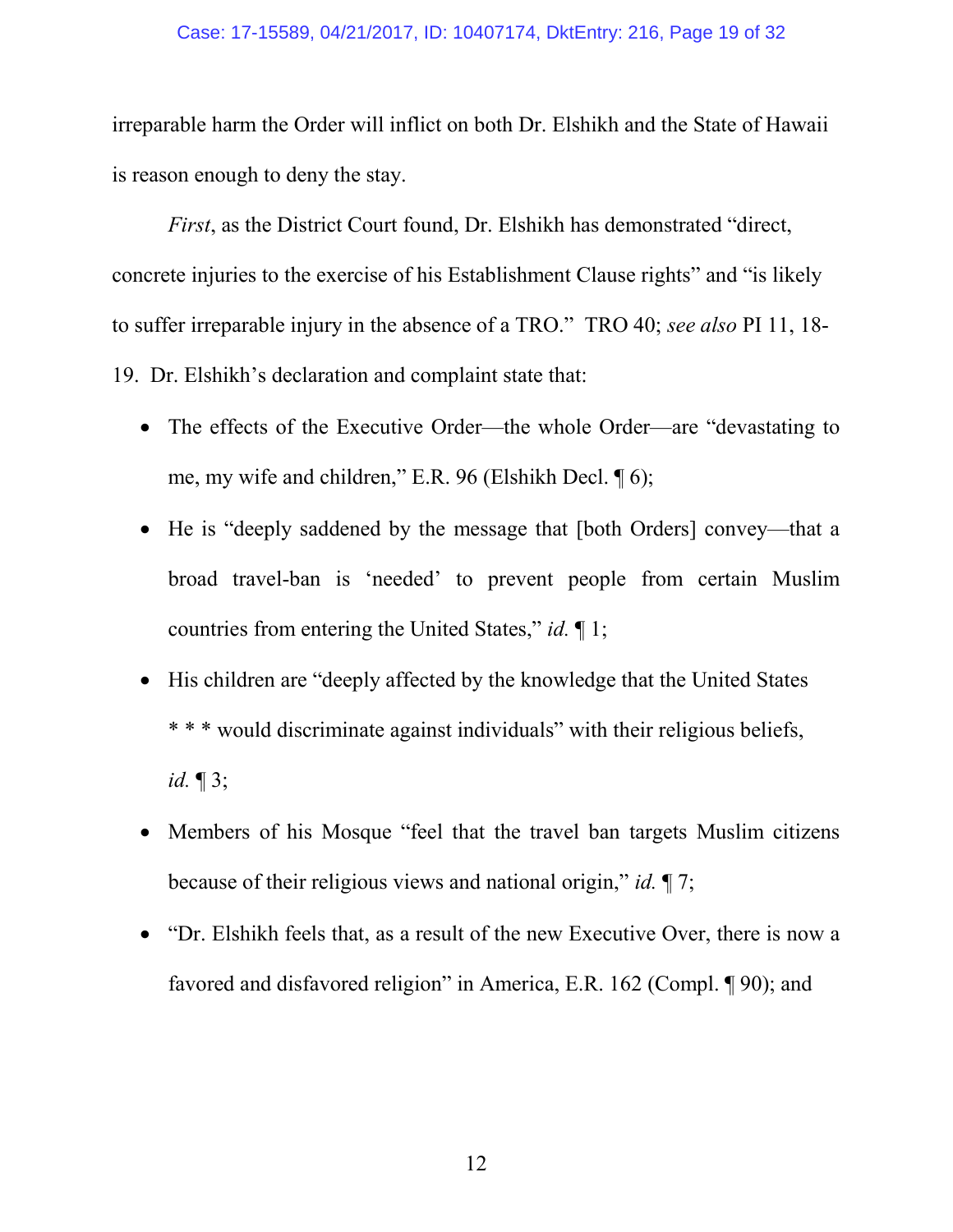irreparable harm the Order will inflict on both Dr. Elshikh and the State of Hawaii is reason enough to deny the stay.

*First*, as the District Court found, Dr. Elshikh has demonstrated "direct, concrete injuries to the exercise of his Establishment Clause rights" and "is likely to suffer irreparable injury in the absence of a TRO." TRO 40; *see also* PI 11, 18-19. Dr. Elshikh's declaration and complaint state that:

- The effects of the Executive Order—the whole Order—are "devastating to me, my wife and children," E.R. 96 (Elshikh Decl. ¶ 6);
- He is "deeply saddened by the message that [both Orders] convey—that a broad travel-ban is 'needed' to prevent people from certain Muslim countries from entering the United States," *id.* ¶ 1;
- His children are "deeply affected by the knowledge that the United States * * * would discriminate against individuals" with their religious beliefs, *id.* ¶ 3;
- Members of his Mosque "feel that the travel ban targets Muslim citizens because of their religious views and national origin," *id.* ¶ 7;
- "Dr. Elshikh feels that, as a result of the new Executive Over, there is now a favored and disfavored religion" in America, E.R. 162 (Compl. ¶ 90); and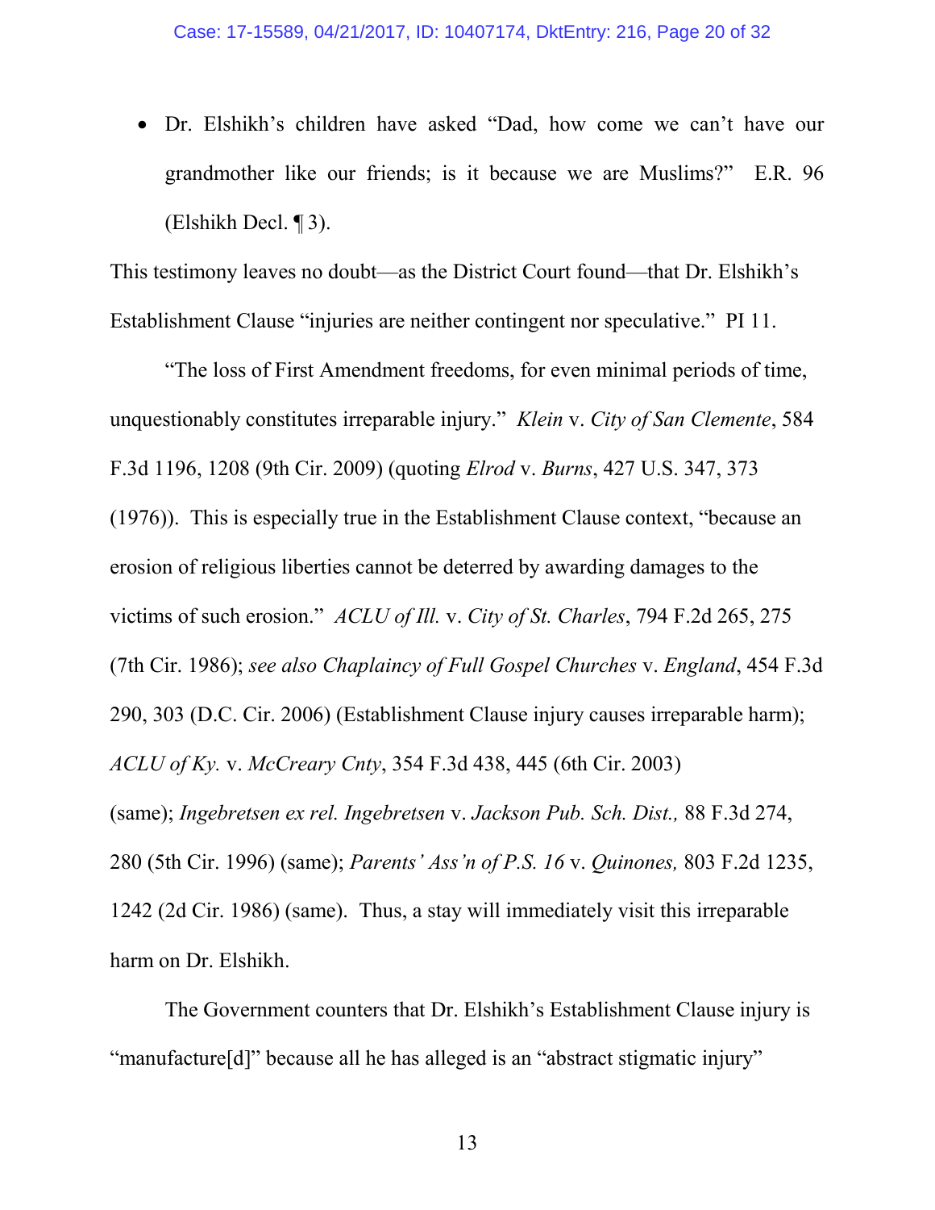- Dr. Elshikh's children have asked "Dad, how come we can't have our grandmother like our friends; is it because we are Muslims?" E.R. 96 (Elshikh Decl. ¶ 3).

This testimony leaves no doubt—as the District Court found—that Dr. Elshikh's Establishment Clause "injuries are neither contingent nor speculative." PI 11.

"The loss of First Amendment freedoms, for even minimal periods of time, unquestionably constitutes irreparable injury." *Klein* v. *City of San Clemente*, 584 F.3d 1196, 1208 (9th Cir. 2009) (quoting *Elrod* v. *Burns*, 427 U.S. 347, 373 (1976)). This is especially true in the Establishment Clause context, "because an erosion of religious liberties cannot be deterred by awarding damages to the victims of such erosion." *ACLU of Ill.* v. *City of St. Charles*, 794 F.2d 265, 275 (7th Cir. 1986); *see also Chaplaincy of Full Gospel Churches* v. *England*, 454 F.3d 290, 303 (D.C. Cir. 2006) (Establishment Clause injury causes irreparable harm); *ACLU of Ky.* v. *McCreary Cnty*, 354 F.3d 438, 445 (6th Cir. 2003) (same); *Ingebretsen ex rel. Ingebretsen* v. *Jackson Pub. Sch. Dist.,* 88 F.3d 274, 280 (5th Cir. 1996) (same); *Parents' Ass'n of P.S. 16* v. *Quinones,* 803 F.2d 1235, 1242 (2d Cir. 1986) (same). Thus, a stay will immediately visit this irreparable harm on Dr. Elshikh.

The Government counters that Dr. Elshikh's Establishment Clause injury is "manufacture[d]" because all he has alleged is an "abstract stigmatic injury"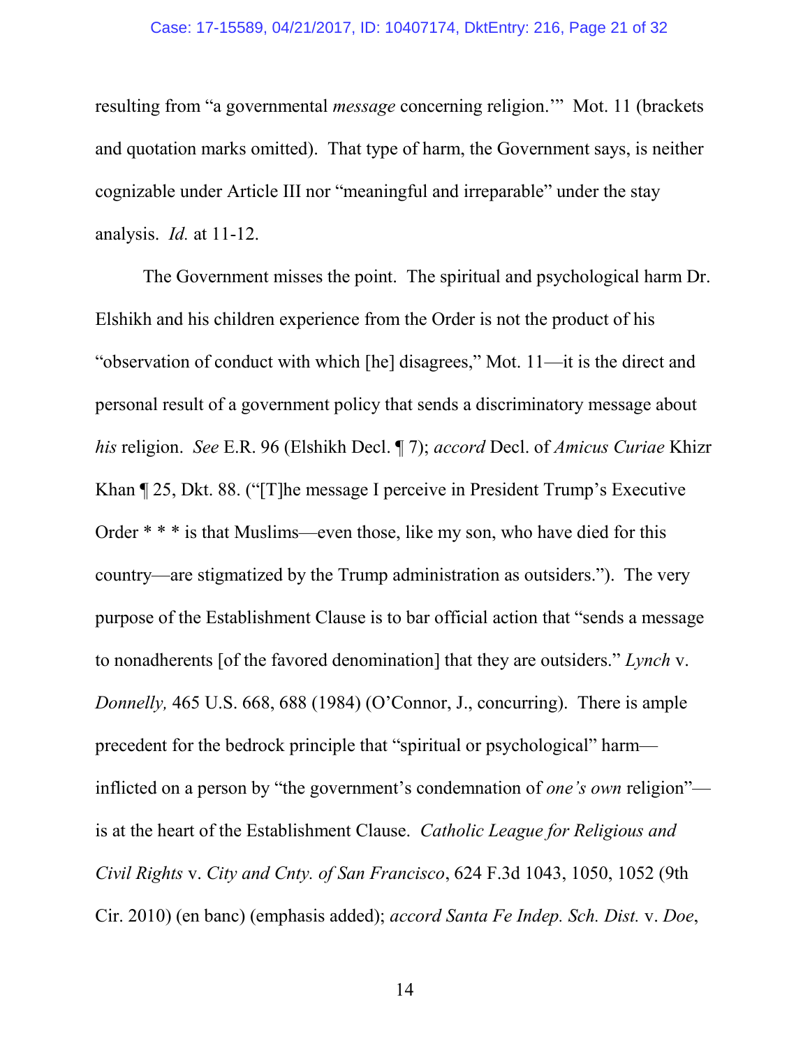resulting from "a governmental *message* concerning religion.'" Mot. 11 (brackets and quotation marks omitted). That type of harm, the Government says, is neither cognizable under Article III nor "meaningful and irreparable" under the stay analysis. *Id.* at 11-12.

The Government misses the point. The spiritual and psychological harm Dr. Elshikh and his children experience from the Order is not the product of his "observation of conduct with which [he] disagrees," Mot. 11—it is the direct and personal result of a government policy that sends a discriminatory message about *his* religion. *See* E.R. 96 (Elshikh Decl. ¶ 7); *accord* Decl. of *Amicus Curiae* Khizr Khan ¶ 25, Dkt. 88. ("[T]he message I perceive in President Trump's Executive Order * * * is that Muslims—even those, like my son, who have died for this country—are stigmatized by the Trump administration as outsiders."). The very purpose of the Establishment Clause is to bar official action that "sends a message to nonadherents [of the favored denomination] that they are outsiders." *Lynch* v. *Donnelly,* 465 U.S. 668, 688 (1984) (O'Connor, J., concurring). There is ample precedent for the bedrock principle that "spiritual or psychological" harm—inflicted on a person by "the government's condemnation of *one's own* religion"—is at the heart of the Establishment Clause. *Catholic League for Religious and Civil Rights* v. *City and Cnty. of San Francisco*, 624 F.3d 1043, 1050, 1052 (9th Cir. 2010) (en banc) (emphasis added); *accord Santa Fe Indep. Sch. Dist.* v. *Doe*,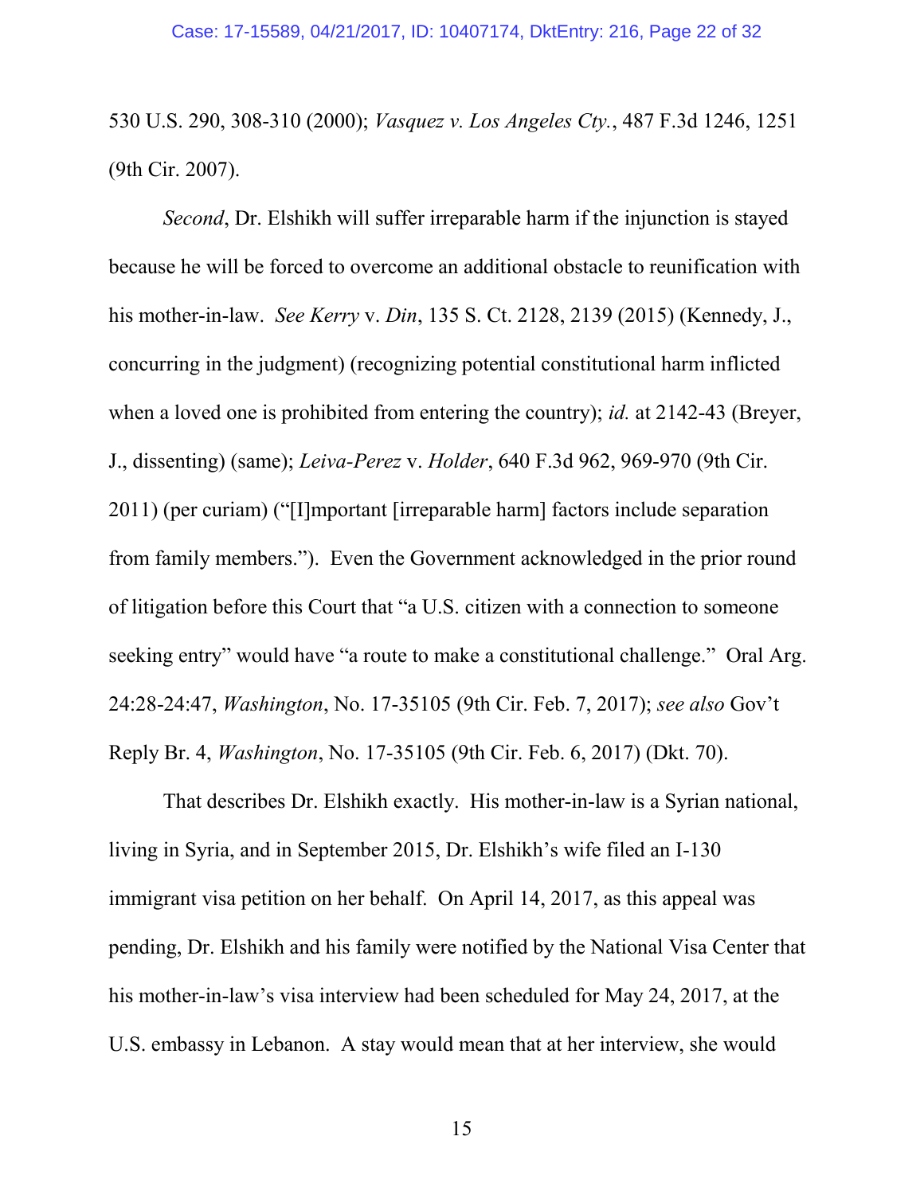530 U.S. 290, 308-310 (2000); *Vasquez v. Los Angeles Cty.*, 487 F.3d 1246, 1251 (9th Cir. 2007).

*Second*, Dr. Elshikh will suffer irreparable harm if the injunction is stayed because he will be forced to overcome an additional obstacle to reunification with his mother-in-law. *See Kerry* v. *Din*, 135 S. Ct. 2128, 2139 (2015) (Kennedy, J., concurring in the judgment) (recognizing potential constitutional harm inflicted when a loved one is prohibited from entering the country); *id.* at 2142-43 (Breyer, J., dissenting) (same); *Leiva-Perez* v. *Holder*, 640 F.3d 962, 969-970 (9th Cir. 2011) (per curiam) ("[I]mportant [irreparable harm] factors include separation from family members."). Even the Government acknowledged in the prior round of litigation before this Court that "a U.S. citizen with a connection to someone seeking entry" would have "a route to make a constitutional challenge." Oral Arg. 24:28-24:47, *Washington*, No. 17-35105 (9th Cir. Feb. 7, 2017); *see also* Gov't Reply Br. 4, *Washington*, No. 17-35105 (9th Cir. Feb. 6, 2017) (Dkt. 70).

That describes Dr. Elshikh exactly. His mother-in-law is a Syrian national, living in Syria, and in September 2015, Dr. Elshikh's wife filed an I-130 immigrant visa petition on her behalf. On April 14, 2017, as this appeal was pending, Dr. Elshikh and his family were notified by the National Visa Center that his mother-in-law's visa interview had been scheduled for May 24, 2017, at the U.S. embassy in Lebanon. A stay would mean that at her interview, she would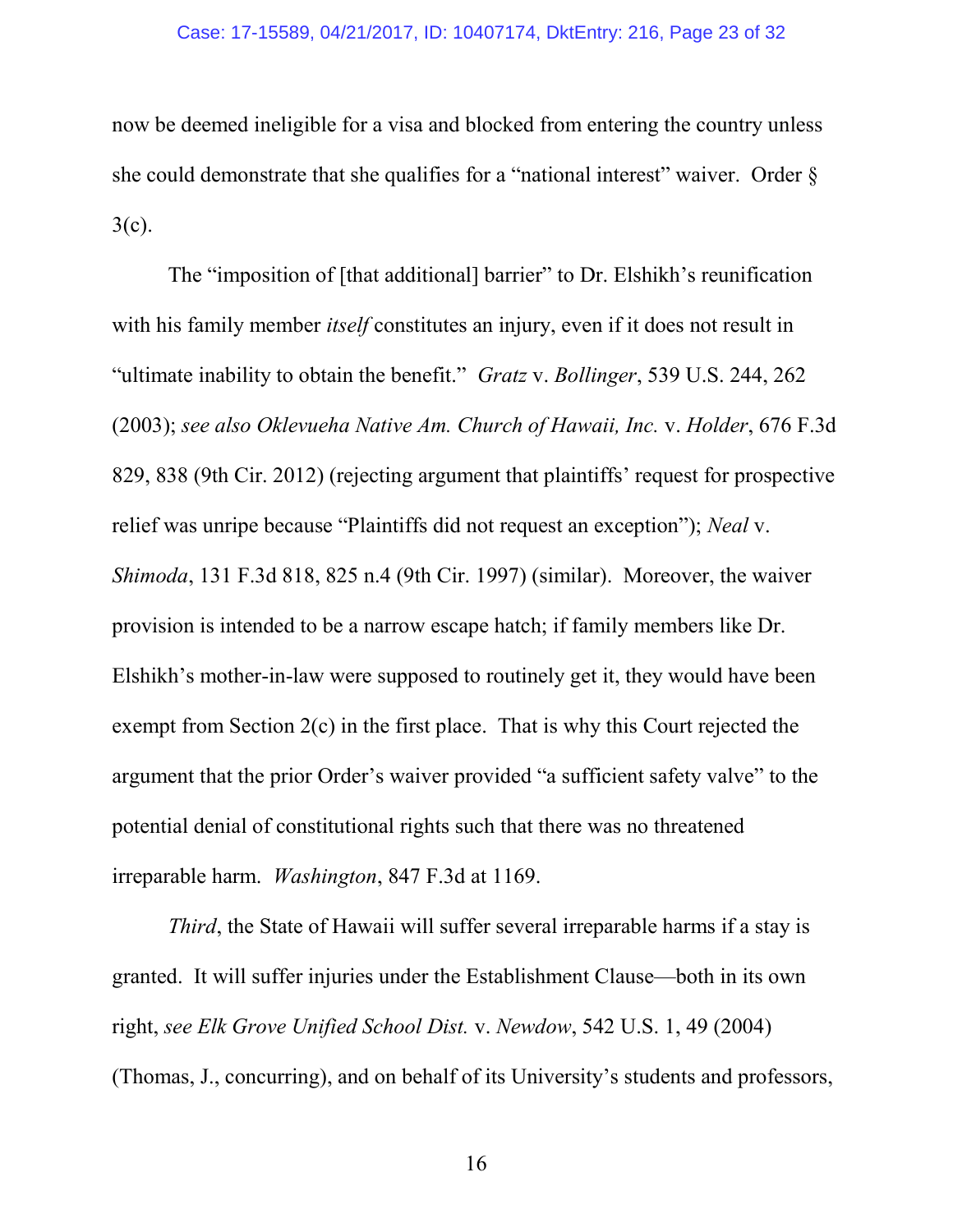now be deemed ineligible for a visa and blocked from entering the country unless she could demonstrate that she qualifies for a "national interest" waiver. Order § 3(c).

The "imposition of [that additional] barrier" to Dr. Elshikh's reunification with his family member *itself* constitutes an injury, even if it does not result in "ultimate inability to obtain the benefit." *Gratz* v. *Bollinger*, 539 U.S. 244, 262 (2003); *see also Oklevueha Native Am. Church of Hawaii, Inc.* v. *Holder*, 676 F.3d 829, 838 (9th Cir. 2012) (rejecting argument that plaintiffs' request for prospective relief was unripe because "Plaintiffs did not request an exception"); *Neal* v. *Shimoda*, 131 F.3d 818, 825 n.4 (9th Cir. 1997) (similar). Moreover, the waiver provision is intended to be a narrow escape hatch; if family members like Dr. Elshikh's mother-in-law were supposed to routinely get it, they would have been exempt from Section 2(c) in the first place. That is why this Court rejected the argument that the prior Order's waiver provided "a sufficient safety valve" to the potential denial of constitutional rights such that there was no threatened irreparable harm. *Washington*, 847 F.3d at 1169.

*Third*, the State of Hawaii will suffer several irreparable harms if a stay is granted. It will suffer injuries under the Establishment Clause—both in its own right, *see Elk Grove Unified School Dist.* v. *Newdow*, 542 U.S. 1, 49 (2004) (Thomas, J., concurring), and on behalf of its University's students and professors,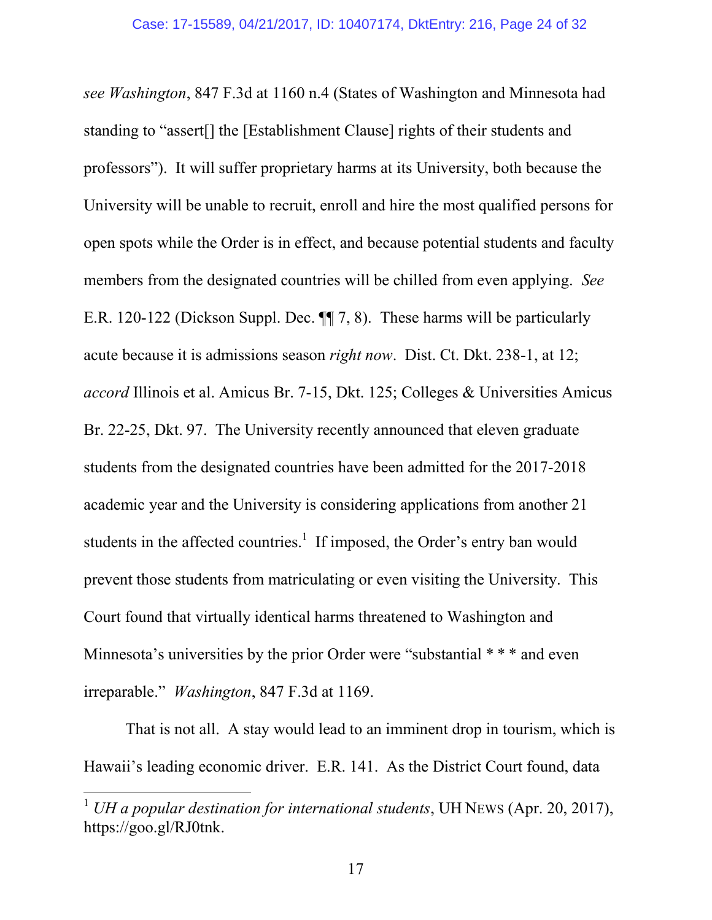*see Washington*, 847 F.3d at 1160 n.4 (States of Washington and Minnesota had standing to "assert[] the [Establishment Clause] rights of their students and professors"). It will suffer proprietary harms at its University, both because the University will be unable to recruit, enroll and hire the most qualified persons for open spots while the Order is in effect, and because potential students and faculty members from the designated countries will be chilled from even applying. *See* E.R. 120-122 (Dickson Suppl. Dec. ¶¶ 7, 8). These harms will be particularly acute because it is admissions season *right now*. Dist. Ct. Dkt. 238-1, at 12; *accord* Illinois et al. Amicus Br. 7-15, Dkt. 125; Colleges & Universities Amicus Br. 22-25, Dkt. 97. The University recently announced that eleven graduate students from the designated countries have been admitted for the 2017-2018 academic year and the University is considering applications from another 21 students in the affected countries.[1] If imposed, the Order's entry ban would prevent those students from matriculating or even visiting the University. This Court found that virtually identical harms threatened to Washington and Minnesota's universities by the prior Order were "substantial * * * and even irreparable." *Washington*, 847 F.3d at 1169.

That is not all. A stay would lead to an imminent drop in tourism, which is Hawaii's leading economic driver. E.R. 141. As the District Court found, data

---

[1] *UH a popular destination for international students*, UH NEWS (Apr. 20, 2017), https://goo.gl/RJ0tnk.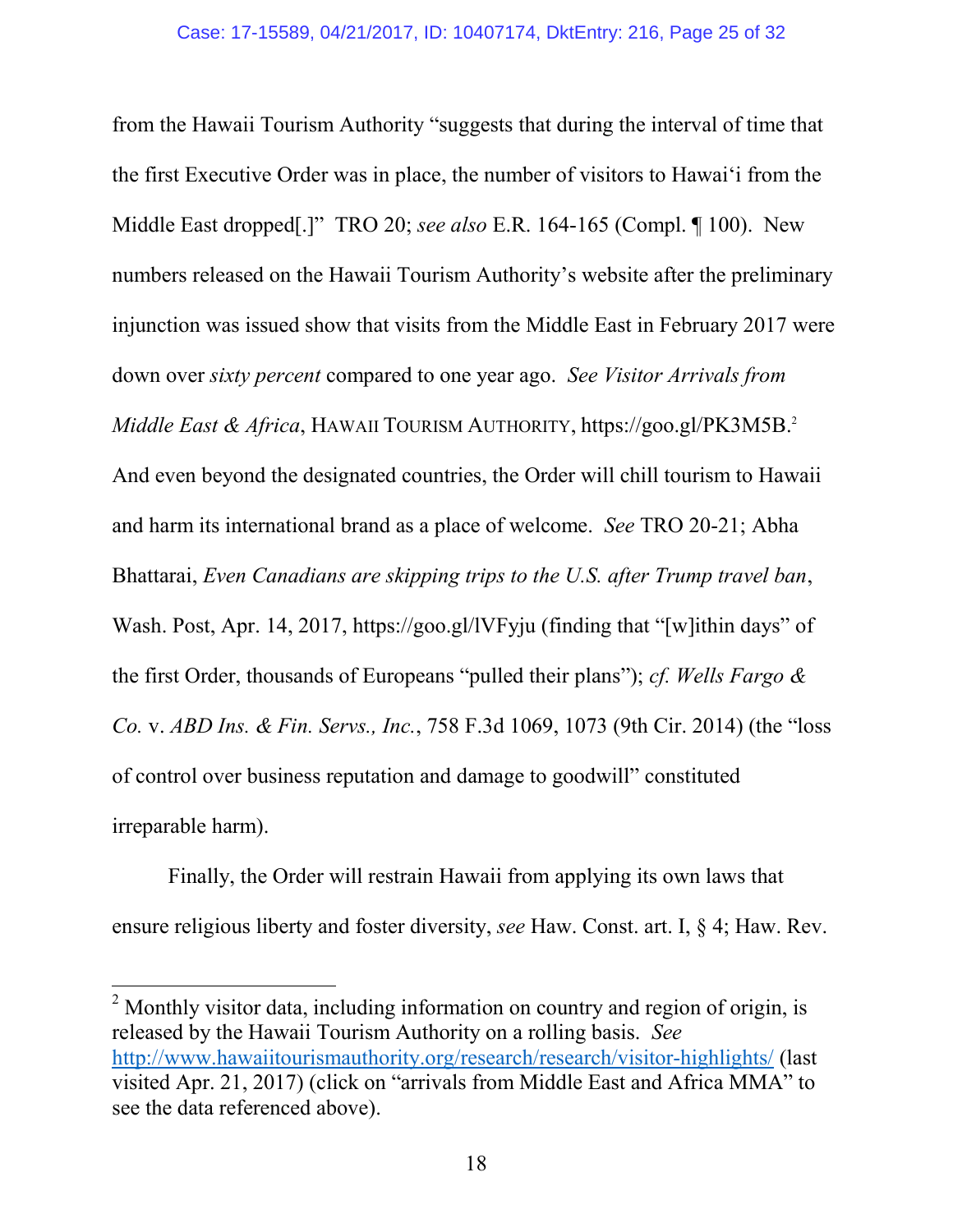from the Hawaii Tourism Authority "suggests that during the interval of time that the first Executive Order was in place, the number of visitors to Hawai'i from the Middle East dropped[.]" TRO 20; *see also* E.R. 164-165 (Compl. ¶ 100). New numbers released on the Hawaii Tourism Authority's website after the preliminary injunction was issued show that visits from the Middle East in February 2017 were down over *sixty percent* compared to one year ago. *See Visitor Arrivals from Middle East & Africa*, HAWAII TOURISM AUTHORITY, https://goo.gl/PK3M5B.[2] And even beyond the designated countries, the Order will chill tourism to Hawaii and harm its international brand as a place of welcome. *See* TRO 20-21; Abha Bhattarai, *Even Canadians are skipping trips to the U.S. after Trump travel ban*, Wash. Post, Apr. 14, 2017, https://goo.gl/lVFyju (finding that "[w]ithin days" of the first Order, thousands of Europeans "pulled their plans"); *cf. Wells Fargo & Co.* v. *ABD Ins. & Fin. Servs., Inc.*, 758 F.3d 1069, 1073 (9th Cir. 2014) (the "loss of control over business reputation and damage to goodwill" constituted irreparable harm).

Finally, the Order will restrain Hawaii from applying its own laws that ensure religious liberty and foster diversity, *see* Haw. Const. art. I, § 4; Haw. Rev.

---

[2] Monthly visitor data, including information on country and region of origin, is released by the Hawaii Tourism Authority on a rolling basis. *See* http://www.hawaiitourismauthority.org/research/research/visitor-highlights/ (last visited Apr. 21, 2017) (click on "arrivals from Middle East and Africa MMA" to see the data referenced above).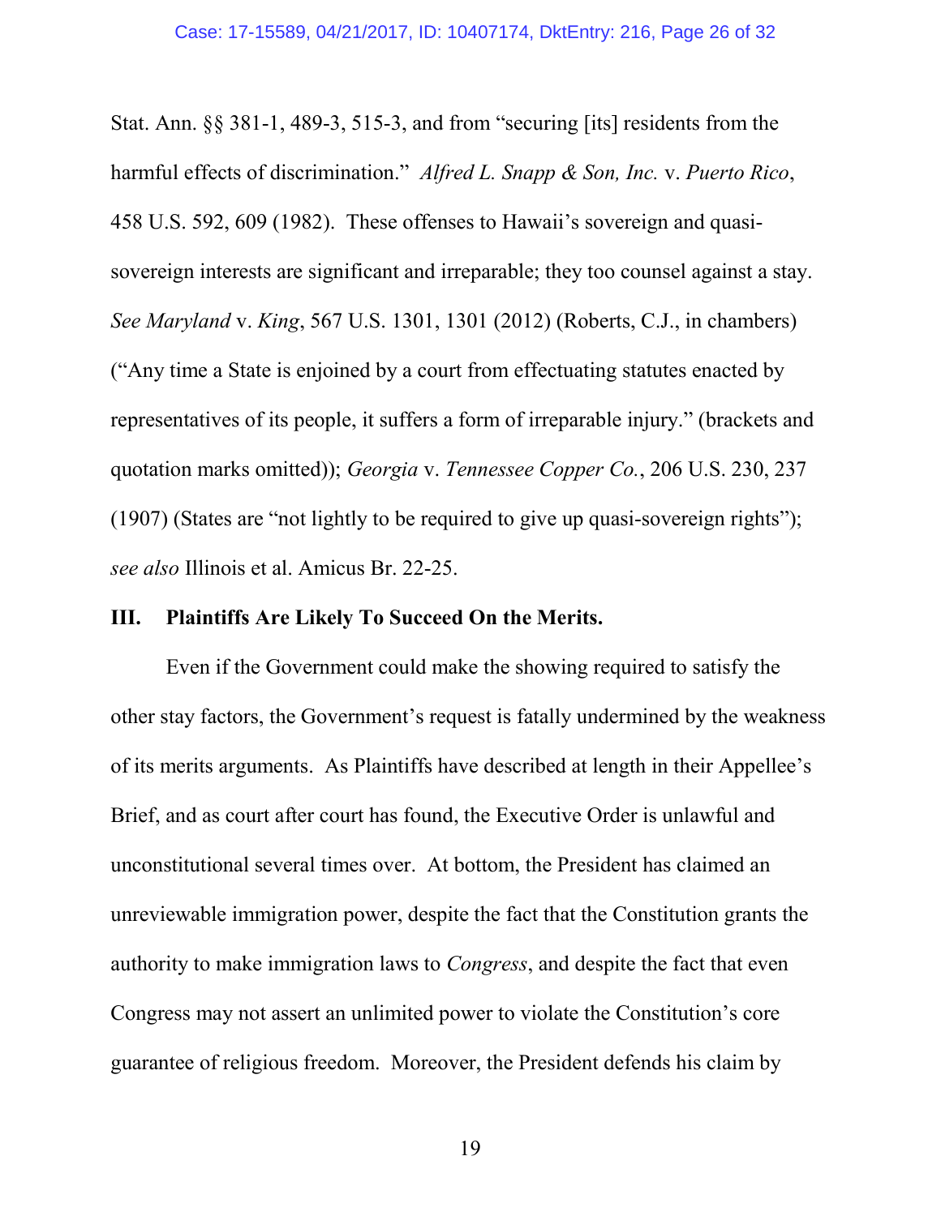Stat. Ann. §§ 381-1, 489-3, 515-3, and from "securing [its] residents from the harmful effects of discrimination." *Alfred L. Snapp & Son, Inc.* v. *Puerto Rico*, 458 U.S. 592, 609 (1982). These offenses to Hawaii's sovereign and quasi-sovereign interests are significant and irreparable; they too counsel against a stay. *See Maryland* v. *King*, 567 U.S. 1301, 1301 (2012) (Roberts, C.J., in chambers) ("Any time a State is enjoined by a court from effectuating statutes enacted by representatives of its people, it suffers a form of irreparable injury." (brackets and quotation marks omitted)); *Georgia* v. *Tennessee Copper Co.*, 206 U.S. 230, 237 (1907) (States are "not lightly to be required to give up quasi-sovereign rights"); *see also* Illinois et al. Amicus Br. 22-25.

## III. Plaintiffs Are Likely To Succeed On the Merits.

Even if the Government could make the showing required to satisfy the other stay factors, the Government's request is fatally undermined by the weakness of its merits arguments. As Plaintiffs have described at length in their Appellee's Brief, and as court after court has found, the Executive Order is unlawful and unconstitutional several times over. At bottom, the President has claimed an unreviewable immigration power, despite the fact that the Constitution grants the authority to make immigration laws to *Congress*, and despite the fact that even Congress may not assert an unlimited power to violate the Constitution's core guarantee of religious freedom. Moreover, the President defends his claim by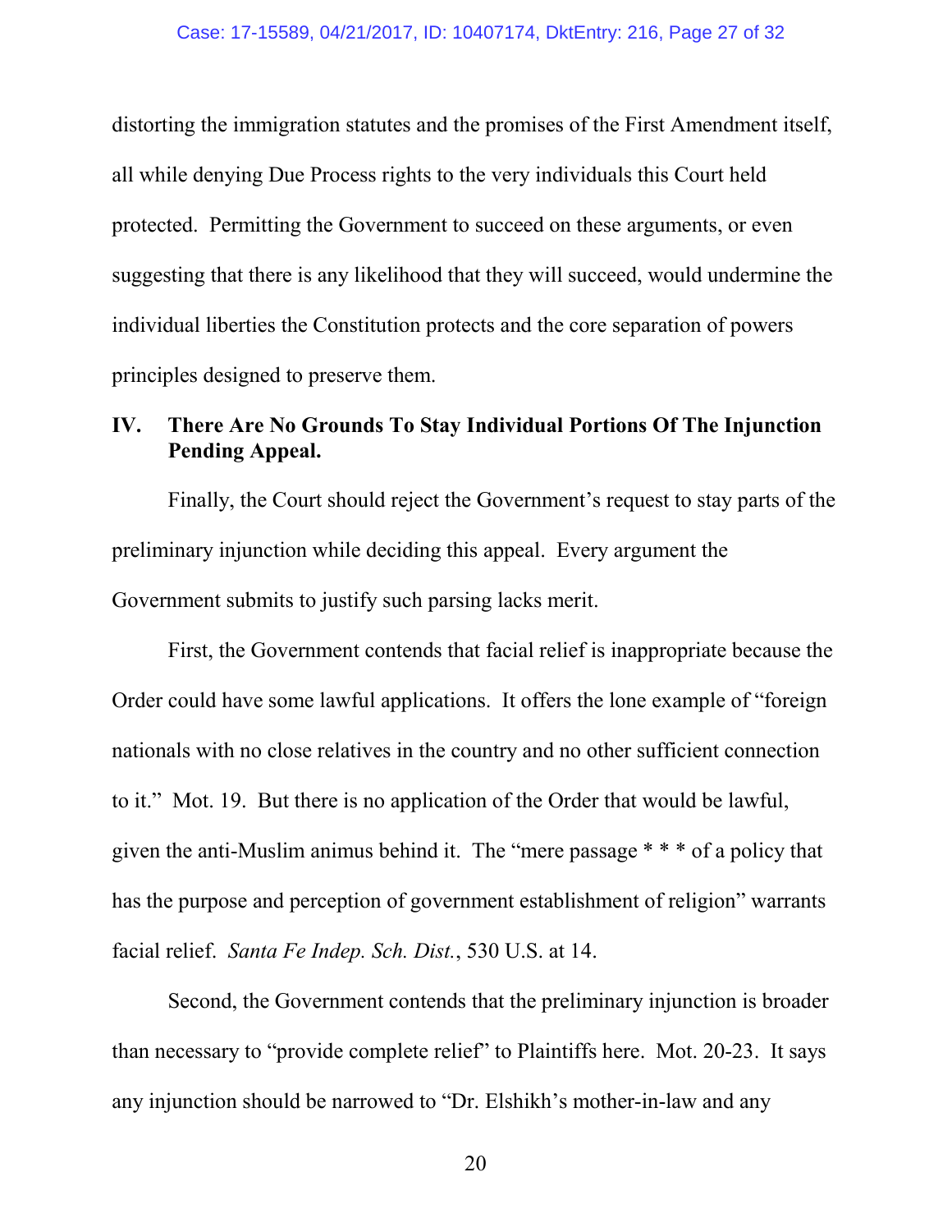distorting the immigration statutes and the promises of the First Amendment itself, all while denying Due Process rights to the very individuals this Court held protected. Permitting the Government to succeed on these arguments, or even suggesting that there is any likelihood that they will succeed, would undermine the individual liberties the Constitution protects and the core separation of powers principles designed to preserve them.

## IV. There Are No Grounds To Stay Individual Portions Of The Injunction Pending Appeal.

Finally, the Court should reject the Government's request to stay parts of the preliminary injunction while deciding this appeal. Every argument the Government submits to justify such parsing lacks merit.

First, the Government contends that facial relief is inappropriate because the Order could have some lawful applications. It offers the lone example of "foreign nationals with no close relatives in the country and no other sufficient connection to it." Mot. 19. But there is no application of the Order that would be lawful, given the anti-Muslim animus behind it. The "mere passage * * * of a policy that has the purpose and perception of government establishment of religion" warrants facial relief. *Santa Fe Indep. Sch. Dist.*, 530 U.S. at 14.

Second, the Government contends that the preliminary injunction is broader than necessary to "provide complete relief" to Plaintiffs here. Mot. 20-23. It says any injunction should be narrowed to "Dr. Elshikh's mother-in-law and any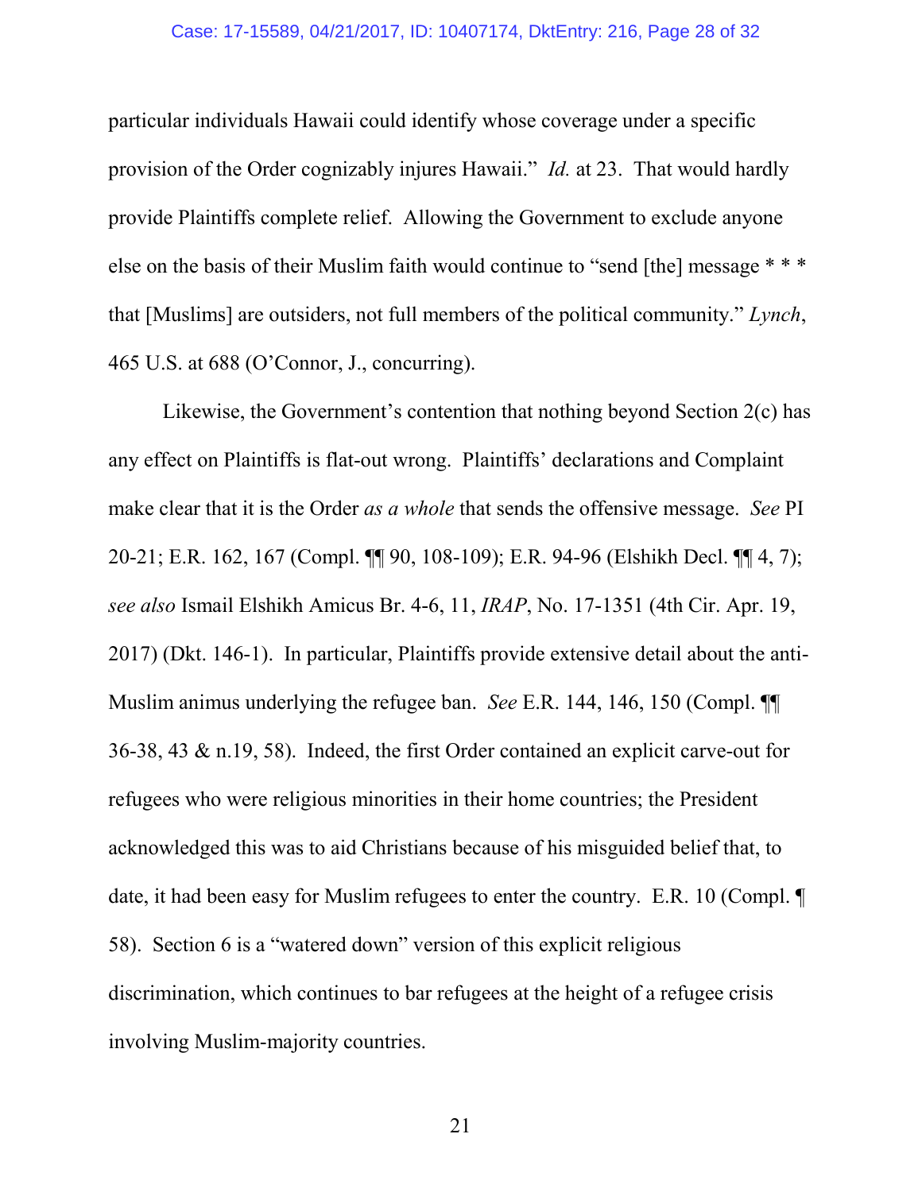particular individuals Hawaii could identify whose coverage under a specific provision of the Order cognizably injures Hawaii." *Id.* at 23. That would hardly provide Plaintiffs complete relief. Allowing the Government to exclude anyone else on the basis of their Muslim faith would continue to "send [the] message * * * that [Muslims] are outsiders, not full members of the political community." *Lynch*, 465 U.S. at 688 (O'Connor, J., concurring).

Likewise, the Government's contention that nothing beyond Section 2(c) has any effect on Plaintiffs is flat-out wrong. Plaintiffs' declarations and Complaint make clear that it is the Order *as a whole* that sends the offensive message. *See* PI 20-21; E.R. 162, 167 (Compl. ¶¶ 90, 108-109); E.R. 94-96 (Elshikh Decl. ¶¶ 4, 7); *see also* Ismail Elshikh Amicus Br. 4-6, 11, *IRAP*, No. 17-1351 (4th Cir. Apr. 19, 2017) (Dkt. 146-1). In particular, Plaintiffs provide extensive detail about the anti-Muslim animus underlying the refugee ban. *See* E.R. 144, 146, 150 (Compl. ¶¶ 36-38, 43 & n.19, 58). Indeed, the first Order contained an explicit carve-out for refugees who were religious minorities in their home countries; the President acknowledged this was to aid Christians because of his misguided belief that, to date, it had been easy for Muslim refugees to enter the country. E.R. 10 (Compl. ¶ 58). Section 6 is a "watered down" version of this explicit religious discrimination, which continues to bar refugees at the height of a refugee crisis involving Muslim-majority countries.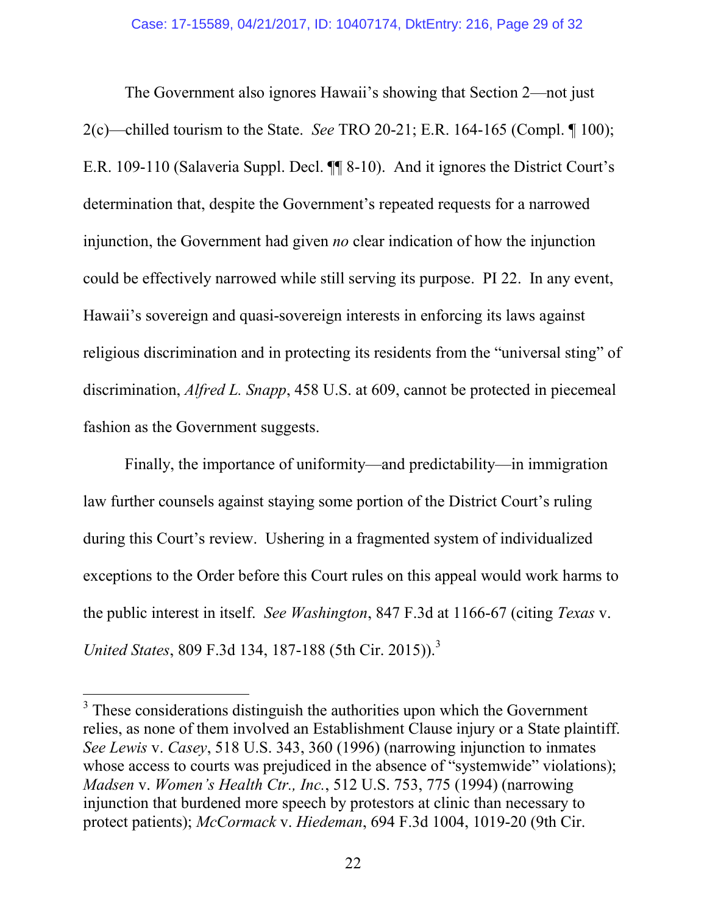The Government also ignores Hawaii's showing that Section 2—not just 2(c)—chilled tourism to the State. *See* TRO 20-21; E.R. 164-165 (Compl. ¶ 100); E.R. 109-110 (Salaveria Suppl. Decl. ¶¶ 8-10). And it ignores the District Court's determination that, despite the Government's repeated requests for a narrowed injunction, the Government had given *no* clear indication of how the injunction could be effectively narrowed while still serving its purpose. PI 22. In any event, Hawaii's sovereign and quasi-sovereign interests in enforcing its laws against religious discrimination and in protecting its residents from the "universal sting" of discrimination, *Alfred L. Snapp*, 458 U.S. at 609, cannot be protected in piecemeal fashion as the Government suggests.

Finally, the importance of uniformity—and predictability—in immigration law further counsels against staying some portion of the District Court's ruling during this Court's review. Ushering in a fragmented system of individualized exceptions to the Order before this Court rules on this appeal would work harms to the public interest in itself. *See Washington*, 847 F.3d at 1166-67 (citing *Texas* v. *United States*, 809 F.3d 134, 187-188 (5th Cir. 2015)).[3]

---

[3] These considerations distinguish the authorities upon which the Government relies, as none of them involved an Establishment Clause injury or a State plaintiff. *See Lewis* v. *Casey*, 518 U.S. 343, 360 (1996) (narrowing injunction to inmates whose access to courts was prejudiced in the absence of "systemwide" violations); *Madsen* v. *Women's Health Ctr., Inc.*, 512 U.S. 753, 775 (1994) (narrowing injunction that burdened more speech by protestors at clinic than necessary to protect patients); *McCormack* v. *Hiedeman*, 694 F.3d 1004, 1019-20 (9th Cir.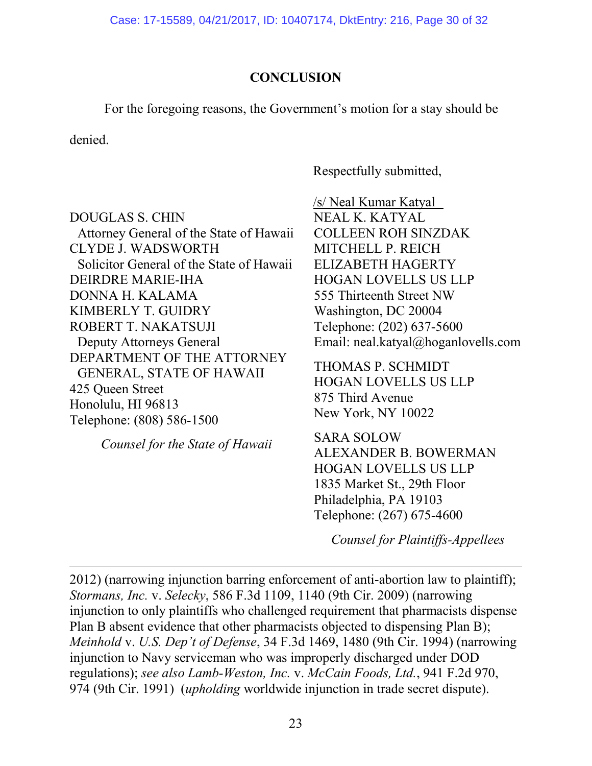## CONCLUSION

For the foregoing reasons, the Government's motion for a stay should be denied.

Respectfully submitted,

/s/ Neal Kumar Katyal  
NEAL K. KATYAL  
COLLEEN ROH SINZDAK  
MITCHELL P. REICH  
ELIZABETH HAGERTY  
HOGAN LOVELLS US LLP  
555 Thirteenth Street NW  
Washington, DC 20004  
Telephone: (202) 637-5600  
Email: neal.katyal@hoganlovells.com

THOMAS P. SCHMIDT  
HOGAN LOVELLS US LLP  
875 Third Avenue  
New York, NY 10022

SARA SOLOW  
ALEXANDER B. BOWERMAN  
HOGAN LOVELLS US LLP  
1835 Market St., 29th Floor  
Philadelphia, PA 19103  
Telephone: (267) 675-4600

*Counsel for Plaintiffs-Appellees*

DOUGLAS S. CHIN  
Attorney General of the State of Hawaii  
CLYDE J. WADSWORTH  
Solicitor General of the State of Hawaii  
DEIRDRE MARIE-IHA  
DONNA H. KALAMA  
KIMBERLY T. GUIDRY  
ROBERT T. NAKATSUJI  
Deputy Attorneys General  
DEPARTMENT OF THE ATTORNEY GENERAL, STATE OF HAWAII  
425 Queen Street  
Honolulu, HI 96813  
Telephone: (808) 586-1500

*Counsel for the State of Hawaii*

---

2012) (narrowing injunction barring enforcement of anti-abortion law to plaintiff); *Stormans, Inc.* v. *Selecky*, 586 F.3d 1109, 1140 (9th Cir. 2009) (narrowing injunction to only plaintiffs who challenged requirement that pharmacists dispense Plan B absent evidence that other pharmacists objected to dispensing Plan B); *Meinhold* v. *U.S. Dep't of Defense*, 34 F.3d 1469, 1480 (9th Cir. 1994) (narrowing injunction to Navy serviceman who was improperly discharged under DOD regulations); *see also Lamb-Weston, Inc.* v. *McCain Foods, Ltd.*, 941 F.2d 970, 974 (9th Cir. 1991) (*upholding* worldwide injunction in trade secret dispute).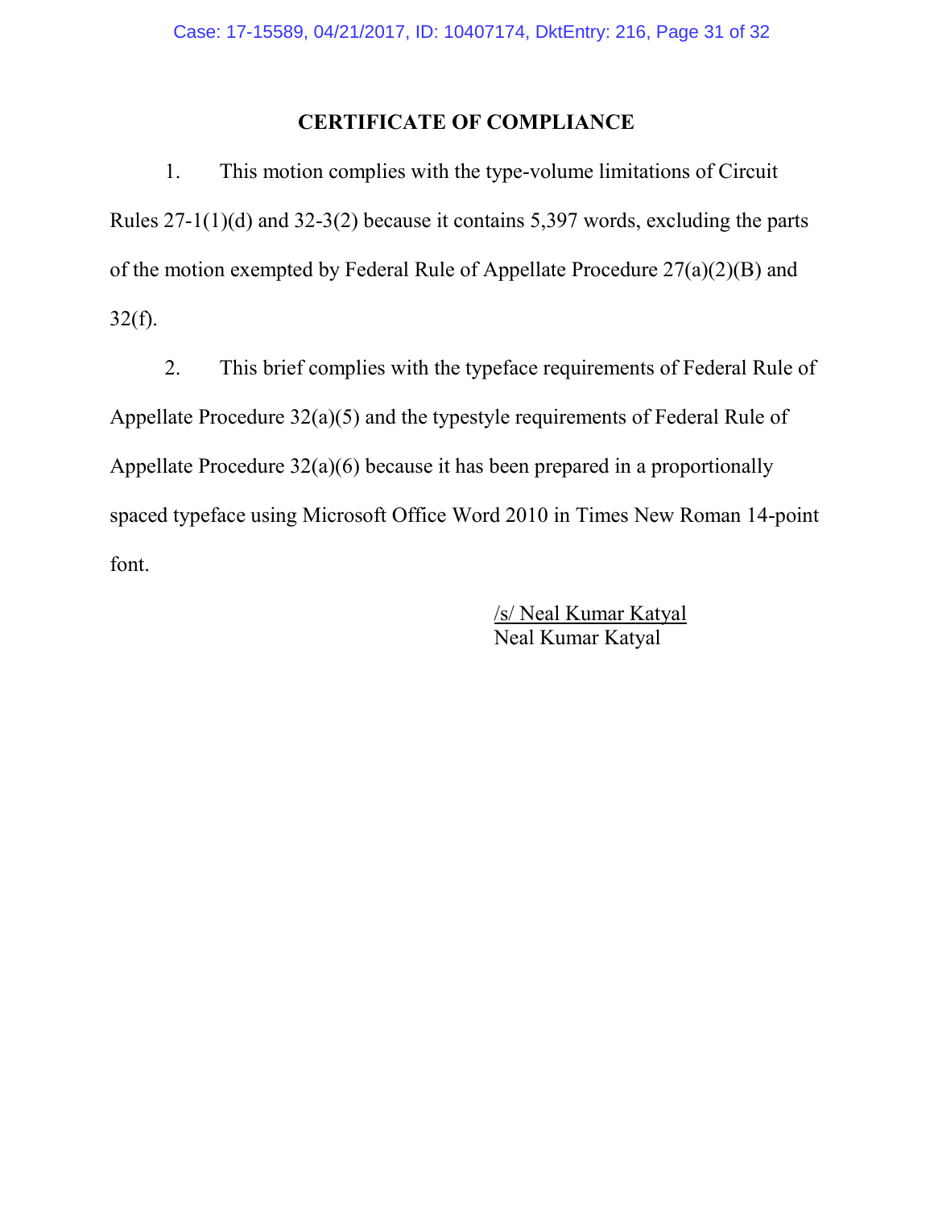# CERTIFICATE OF COMPLIANCE

1. This motion complies with the type-volume limitations of Circuit Rules 27-1(1)(d) and 32-3(2) because it contains 5,397 words, excluding the parts of the motion exempted by Federal Rule of Appellate Procedure 27(a)(2)(B) and 32(f).

2. This brief complies with the typeface requirements of Federal Rule of Appellate Procedure 32(a)(5) and the typestyle requirements of Federal Rule of Appellate Procedure 32(a)(6) because it has been prepared in a proportionally spaced typeface using Microsoft Office Word 2010 in Times New Roman 14-point font.

/s/ Neal Kumar Katyal
Neal Kumar Katyal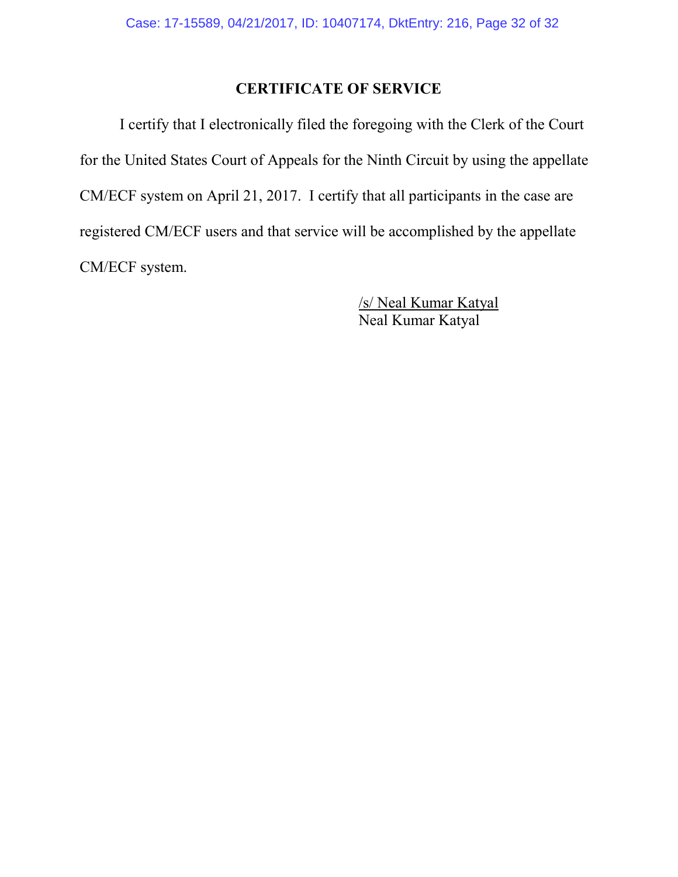## CERTIFICATE OF SERVICE

I certify that I electronically filed the foregoing with the Clerk of the Court for the United States Court of Appeals for the Ninth Circuit by using the appellate CM/ECF system on April 21, 2017. I certify that all participants in the case are registered CM/ECF users and that service will be accomplished by the appellate CM/ECF system.

/s/ Neal Kumar Katyal
Neal Kumar Katyal